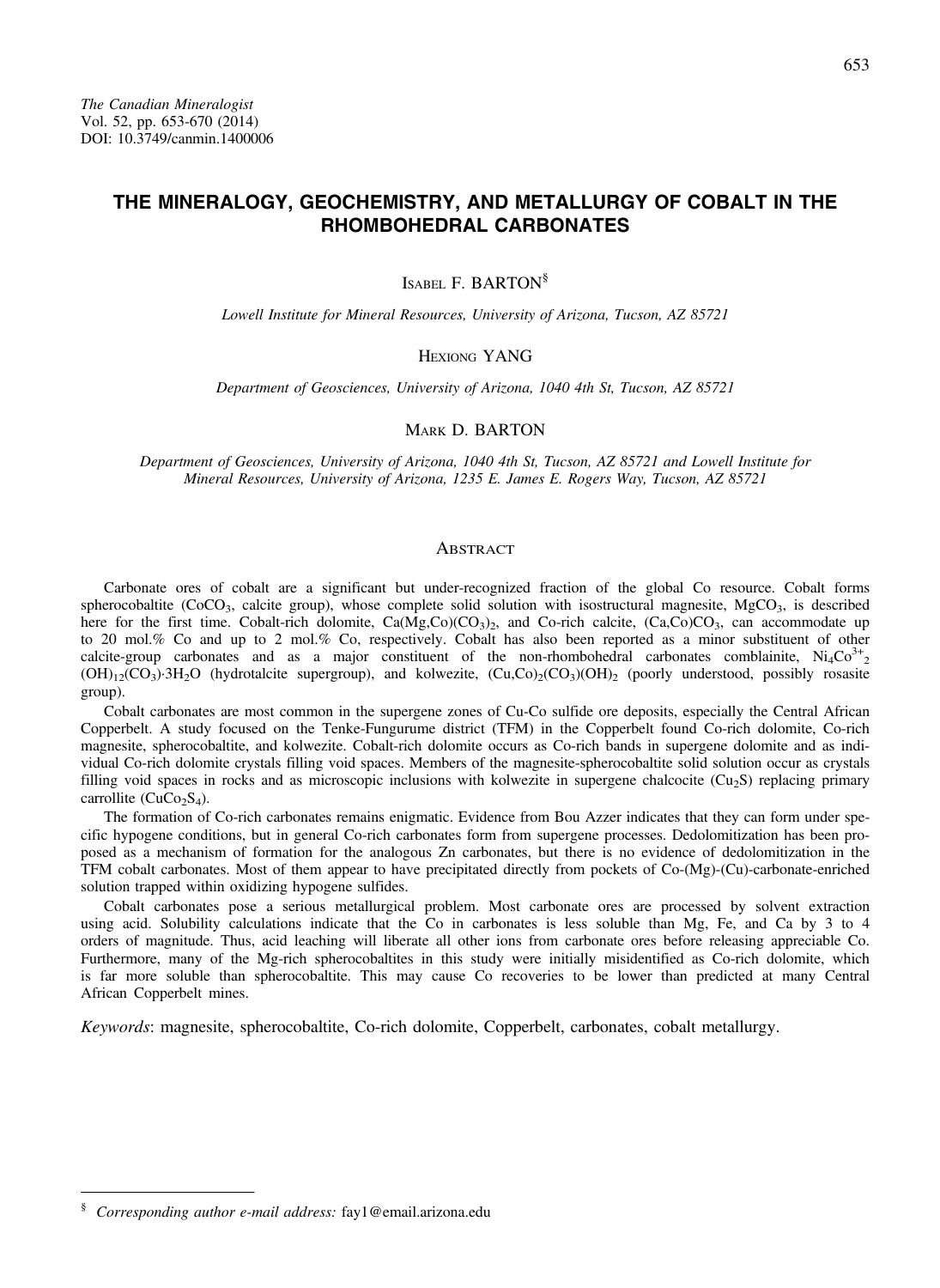# THE MINERALOGY, GEOCHEMISTRY, AND METALLURGY OF COBALT IN THE RHOMBOHEDRAL CARBONATES

Isabel F. Barton[§]

*Lowell Institute for Mineral Resources, University of Arizona, Tucson, AZ 85721*

Hexiong Yang

*Department of Geosciences, University of Arizona, 1040 4th St, Tucson, AZ 85721*

Mark D. Barton

*Department of Geosciences, University of Arizona, 1040 4th St, Tucson, AZ 85721 and Lowell Institute for Mineral Resources, University of Arizona, 1235 E. James E. Rogers Way, Tucson, AZ 85721*

## Abstract

Carbonate ores of cobalt are a significant but under-recognized fraction of the global Co resource. Cobalt forms spherocobaltite ($CoCO_3$, calcite group), whose complete solid solution with isostructural magnesite, $MgCO_3$, is described here for the first time. Cobalt-rich dolomite, $Ca(Mg,Co)(CO_3)_2$, and Co-rich calcite, $(Ca,Co)CO_3$, can accommodate up to 20 mol.% Co and up to 2 mol.% Co, respectively. Cobalt has also been reported as a minor substituent of other calcite-group carbonates and as a major constituent of the non-rhombohedral carbonates comblainite, $Ni_4Co^{3+}{}_2(OH)_{12}(CO_3)\cdot 3H_2O$ (hydrotalcite supergroup), and kolwezite, $(Cu,Co)_2(CO_3)(OH)_2$ (poorly understood, possibly rosasite group).

Cobalt carbonates are most common in the supergene zones of Cu-Co sulfide ore deposits, especially the Central African Copperbelt. A study focused on the Tenke-Fungurume district (TFM) in the Copperbelt found Co-rich dolomite, Co-rich magnesite, spherocobaltite, and kolwezite. Cobalt-rich dolomite occurs as Co-rich bands in supergene dolomite and as individual Co-rich dolomite crystals filling void spaces. Members of the magnesite-spherocobaltite solid solution occur as crystals filling void spaces in rocks and as microscopic inclusions with kolwezite in supergene chalcocite ($Cu_2S$) replacing primary carrollite ($CuCo_2S_4$).

The formation of Co-rich carbonates remains enigmatic. Evidence from Bou Azzer indicates that they can form under specific hypogene conditions, but in general Co-rich carbonates form from supergene processes. Dedolomitization has been proposed as a mechanism of formation for the analogous Zn carbonates, but there is no evidence of dedolomitization in the TFM cobalt carbonates. Most of them appear to have precipitated directly from pockets of Co-(Mg)-(Cu)-carbonate-enriched solution trapped within oxidizing hypogene sulfides.

Cobalt carbonates pose a serious metallurgical problem. Most carbonate ores are processed by solvent extraction using acid. Solubility calculations indicate that the Co in carbonates is less soluble than Mg, Fe, and Ca by 3 to 4 orders of magnitude. Thus, acid leaching will liberate all other ions from carbonate ores before releasing appreciable Co. Furthermore, many of the Mg-rich spherocobaltites in this study were initially misidentified as Co-rich dolomite, which is far more soluble than spherocobaltite. This may cause Co recoveries to be lower than predicted at many Central African Copperbelt mines.

*Keywords*: magnesite, spherocobaltite, Co-rich dolomite, Copperbelt, carbonates, cobalt metallurgy.

---

[§] *Corresponding author e-mail address:* fay1@email.arizona.edu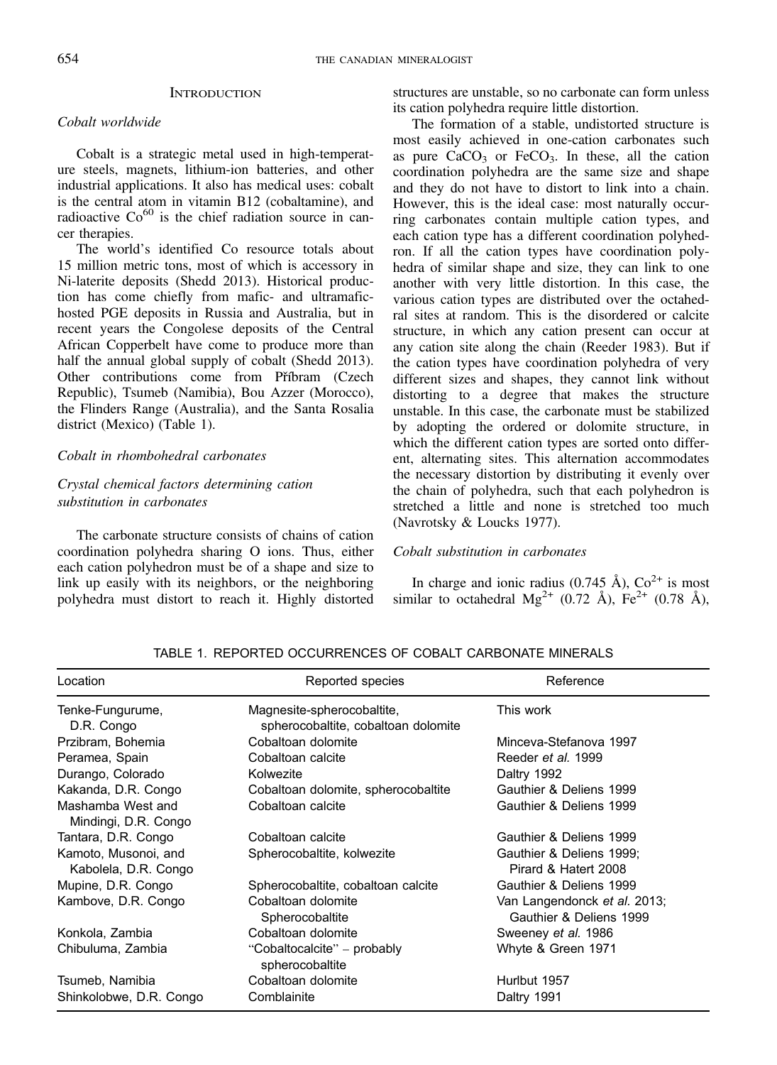## Introduction

### *Cobalt worldwide*

Cobalt is a strategic metal used in high-temperature steels, magnets, lithium-ion batteries, and other industrial applications. It also has medical uses: cobalt is the central atom in vitamin B12 (cobaltamine), and radioactive $Co^{60}$ is the chief radiation source in cancer therapies.

The world's identified Co resource totals about 15 million metric tons, most of which is accessory in Ni-laterite deposits (Shedd 2013). Historical production has come chiefly from mafic- and ultramafic-hosted PGE deposits in Russia and Australia, but in recent years the Congolese deposits of the Central African Copperbelt have come to produce more than half the annual global supply of cobalt (Shedd 2013). Other contributions come from Příbram (Czech Republic), Tsumeb (Namibia), Bou Azzer (Morocco), the Flinders Range (Australia), and the Santa Rosalia district (Mexico) (Table 1).

### *Cobalt in rhombohedral carbonates*

#### *Crystal chemical factors determining cation substitution in carbonates*

The carbonate structure consists of chains of cation coordination polyhedra sharing O ions. Thus, either each cation polyhedron must be of a shape and size to link up easily with its neighbors, or the neighboring polyhedra must distort to reach it. Highly distorted structures are unstable, so no carbonate can form unless its cation polyhedra require little distortion.

The formation of a stable, undistorted structure is most easily achieved in one-cation carbonates such as pure $CaCO_3$ or $FeCO_3$. In these, all the cation coordination polyhedra are the same size and shape and they do not have to distort to link into a chain. However, this is the ideal case: most naturally occurring carbonates contain multiple cation types, and each cation type has a different coordination polyhedron. If all the cation types have coordination polyhedra of similar shape and size, they can link to one another with very little distortion. In this case, the various cation types are distributed over the octahedral sites at random. This is the disordered or calcite structure, in which any cation present can occur at any cation site along the chain (Reeder 1983). But if the cation types have coordination polyhedra of very different sizes and shapes, they cannot link without distorting to a degree that makes the structure unstable. In this case, the carbonate must be stabilized by adopting the ordered or dolomite structure, in which the different cation types are sorted onto different, alternating sites. This alternation accommodates the necessary distortion by distributing it evenly over the chain of polyhedra, such that each polyhedron is stretched a little and none is stretched too much (Navrotsky & Loucks 1977).

#### *Cobalt substitution in carbonates*

In charge and ionic radius (0.745 Å), $Co^{2+}$ is most similar to octahedral $Mg^{2+}$ (0.72 Å), $Fe^{2+}$ (0.78 Å),

TABLE 1. REPORTED OCCURRENCES OF COBALT CARBONATE MINERALS

| Location | Reported species | Reference |
|---|---|---|
| Tenke-Fungurume, D.R. Congo | Magnesite-spherocobaltite, spherocobaltite, cobaltoan dolomite | This work |
| Przibram, Bohemia | Cobaltoan dolomite | Minceva-Stefanova 1997 |
| Peramea, Spain | Cobaltoan calcite | Reeder *et al.* 1999 |
| Durango, Colorado | Kolwezite | Daltry 1992 |
| Kakanda, D.R. Congo | Cobaltoan dolomite, spherocobaltite | Gauthier & Deliens 1999 |
| Mashamba West and Mindingi, D.R. Congo | Cobaltoan calcite | Gauthier & Deliens 1999 |
| Tantara, D.R. Congo | Cobaltoan calcite | Gauthier & Deliens 1999 |
| Kamoto, Musonoi, and Kabolela, D.R. Congo | Spherocobaltite, kolwezite | Gauthier & Deliens 1999; Pirard & Hatert 2008 |
| Mupine, D.R. Congo | Spherocobaltite, cobaltoan calcite | Gauthier & Deliens 1999 |
| Kambove, D.R. Congo | Cobaltoan dolomite Spherocobaltite | Van Langendonck *et al.* 2013; Gauthier & Deliens 1999 |
| Konkola, Zambia | Cobaltoan dolomite | Sweeney *et al.* 1986 |
| Chibuluma, Zambia | "Cobaltocalcite" – probably spherocobaltite | Whyte & Green 1971 |
| Tsumeb, Namibia | Cobaltoan dolomite | Hurlbut 1957 |
| Shinkolobwe, D.R. Congo | Comblainite | Daltry 1991 |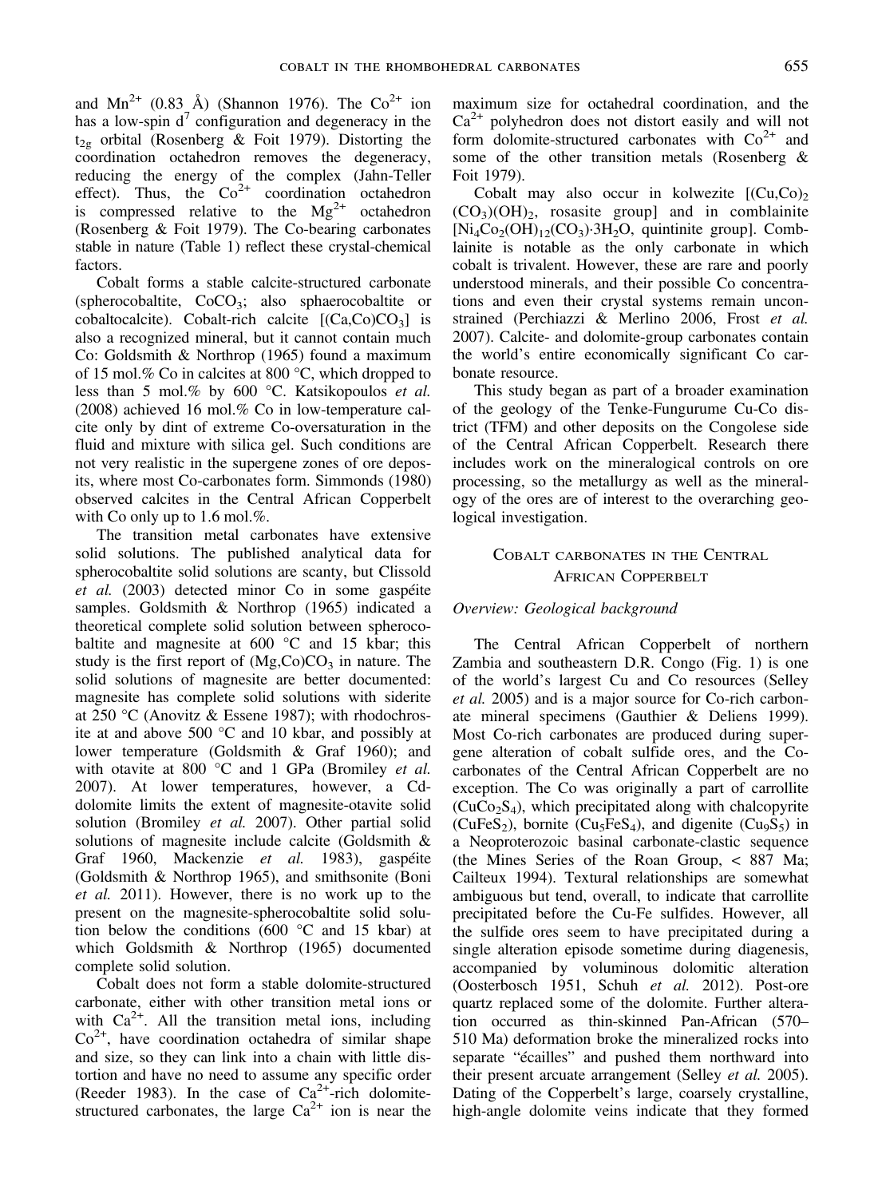and $Mn^{2+}$ (0.83 Å) (Shannon 1976). The $Co^{2+}$ ion has a low-spin $d^7$ configuration and degeneracy in the $t_{2g}$ orbital (Rosenberg & Foit 1979). Distorting the coordination octahedron removes the degeneracy, reducing the energy of the complex (Jahn-Teller effect). Thus, the $Co^{2+}$ coordination octahedron is compressed relative to the $Mg^{2+}$ octahedron (Rosenberg & Foit 1979). The Co-bearing carbonates stable in nature (Table 1) reflect these crystal-chemical factors.

Cobalt forms a stable calcite-structured carbonate (spherocobaltite, $CoCO_3$; also sphaerocobaltite or cobaltocalcite). Cobalt-rich calcite [$(Ca,Co)CO_3$] is also a recognized mineral, but it cannot contain much Co: Goldsmith & Northrop (1965) found a maximum of 15 mol.% Co in calcites at 800 °C, which dropped to less than 5 mol.% by 600 °C. Katsikopoulos *et al.* (2008) achieved 16 mol.% Co in low-temperature calcite only by dint of extreme Co-oversaturation in the fluid and mixture with silica gel. Such conditions are not very realistic in the supergene zones of ore deposits, where most Co-carbonates form. Simmonds (1980) observed calcites in the Central African Copperbelt with Co only up to 1.6 mol.%.

The transition metal carbonates have extensive solid solutions. The published analytical data for spherocobaltite solid solutions are scanty, but Clissold *et al.* (2003) detected minor Co in some gaspéite samples. Goldsmith & Northrop (1965) indicated a theoretical complete solid solution between spherocobaltite and magnesite at 600 °C and 15 kbar; this study is the first report of $(Mg,Co)CO_3$ in nature. The solid solutions of magnesite are better documented: magnesite has complete solid solutions with siderite at 250 °C (Anovitz & Essene 1987); with rhodochrosite at and above 500 °C and 10 kbar, and possibly at lower temperature (Goldsmith & Graf 1960); and with otavite at 800 °C and 1 GPa (Bromiley *et al.* 2007). At lower temperatures, however, a Cd-dolomite limits the extent of magnesite-otavite solid solution (Bromiley *et al.* 2007). Other partial solid solutions of magnesite include calcite (Goldsmith & Graf 1960, Mackenzie *et al.* 1983), gaspéite (Goldsmith & Northrop 1965), and smithsonite (Boni *et al.* 2011). However, there is no work up to the present on the magnesite-spherocobaltite solid solution below the conditions (600 °C and 15 kbar) at which Goldsmith & Northrop (1965) documented complete solid solution.

Cobalt does not form a stable dolomite-structured carbonate, either with other transition metal ions or with $Ca^{2+}$. All the transition metal ions, including $Co^{2+}$, have coordination octahedra of similar shape and size, so they can link into a chain with little distortion and have no need to assume any specific order (Reeder 1983). In the case of $Ca^{2+}$-rich dolomite-structured carbonates, the large $Ca^{2+}$ ion is near the maximum size for octahedral coordination, and the $Ca^{2+}$ polyhedron does not distort easily and will not form dolomite-structured carbonates with $Co^{2+}$ and some of the other transition metals (Rosenberg & Foit 1979).

Cobalt may also occur in kolwezite [$(Cu,Co)_2(CO_3)(OH)_2$, rosasite group] and in comblainite [$Ni_4Co_2(OH)_{12}(CO_3)\cdot 3H_2O$, quintinite group]. Comblainite is notable as the only carbonate in which cobalt is trivalent. However, these are rare and poorly understood minerals, and their possible Co concentrations and even their crystal systems remain unconstrained (Perchiazzi & Merlino 2006, Frost *et al.* 2007). Calcite- and dolomite-group carbonates contain the world's entire economically significant Co carbonate resource.

This study began as part of a broader examination of the geology of the Tenke-Fungurume Cu-Co district (TFM) and other deposits on the Congolese side of the Central African Copperbelt. Research there includes work on the mineralogical controls on ore processing, so the metallurgy as well as the mineralogy of the ores are of interest to the overarching geological investigation.

## Cobalt carbonates in the Central African Copperbelt

### *Overview: Geological background*

The Central African Copperbelt of northern Zambia and southeastern D.R. Congo (Fig. 1) is one of the world's largest Cu and Co resources (Selley *et al.* 2005) and is a major source for Co-rich carbonate mineral specimens (Gauthier & Deliens 1999). Most Co-rich carbonates are produced during supergene alteration of cobalt sulfide ores, and the Co-carbonates of the Central African Copperbelt are no exception. The Co was originally a part of carrollite ($CuCo_2S_4$), which precipitated along with chalcopyrite ($CuFeS_2$), bornite ($Cu_5FeS_4$), and digenite ($Cu_9S_5$) in a Neoproterozoic basinal carbonate-clastic sequence (the Mines Series of the Roan Group, < 887 Ma; Cailteux 1994). Textural relationships are somewhat ambiguous but tend, overall, to indicate that carrollite precipitated before the Cu-Fe sulfides. However, all the sulfide ores seem to have precipitated during a single alteration episode sometime during diagenesis, accompanied by voluminous dolomitic alteration (Oosterbosch 1951, Schuh *et al.* 2012). Post-ore quartz replaced some of the dolomite. Further alteration occurred as thin-skinned Pan-African (570–510 Ma) deformation broke the mineralized rocks into separate "écailles" and pushed them northward into their present arcuate arrangement (Selley *et al.* 2005). Dating of the Copperbelt's large, coarsely crystalline, high-angle dolomite veins indicate that they formed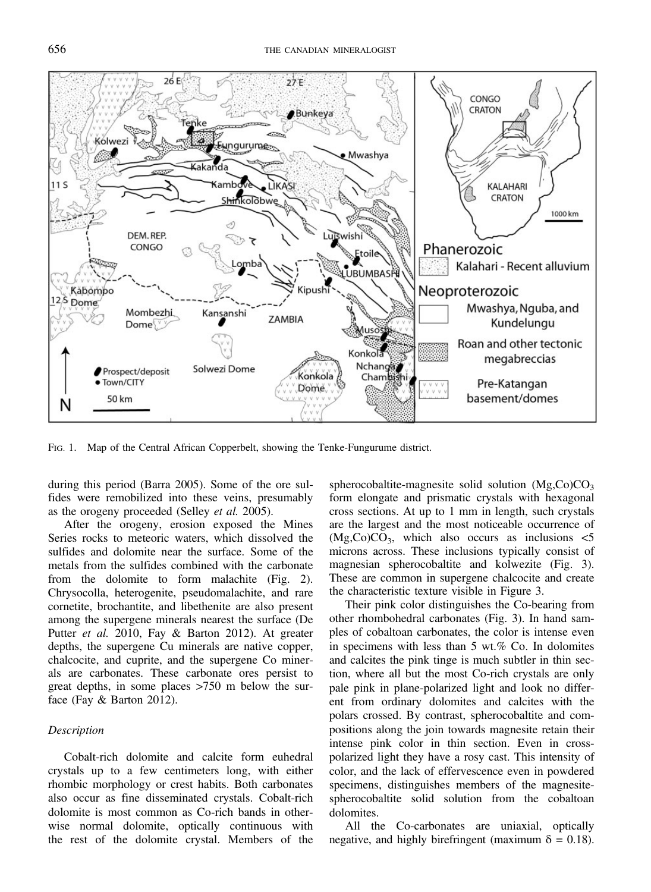FIG. 1. Map of the Central African Copperbelt, showing the Tenke-Fungurume district.

during this period (Barra 2005). Some of the ore sulfides were remobilized into these veins, presumably as the orogeny proceeded (Selley *et al.* 2005).

After the orogeny, erosion exposed the Mines Series rocks to meteoric waters, which dissolved the sulfides and dolomite near the surface. Some of the metals from the sulfides combined with the carbonate from the dolomite to form malachite (Fig. 2). Chrysocolla, heterogenite, pseudomalachite, and rare cornetite, brochantite, and libethenite are also present among the supergene minerals nearest the surface (De Putter *et al.* 2010, Fay & Barton 2012). At greater depths, the supergene Cu minerals are native copper, chalcocite, and cuprite, and the supergene Co minerals are carbonates. These carbonate ores persist to great depths, in some places >750 m below the surface (Fay & Barton 2012).

### *Description*

Cobalt-rich dolomite and calcite form euhedral crystals up to a few centimeters long, with either rhombic morphology or crest habits. Both carbonates also occur as fine disseminated crystals. Cobalt-rich dolomite is most common as Co-rich bands in otherwise normal dolomite, optically continuous with the rest of the dolomite crystal. Members of the spherocobaltite-magnesite solid solution $(Mg,Co)CO_3$ form elongate and prismatic crystals with hexagonal cross sections. At up to 1 mm in length, such crystals are the largest and the most noticeable occurrence of $(Mg,Co)CO_3$, which also occurs as inclusions <5 microns across. These inclusions typically consist of magnesian spherocobaltite and kolwezite (Fig. 3). These are common in supergene chalcocite and create the characteristic texture visible in Figure 3.

Their pink color distinguishes the Co-bearing from other rhombohedral carbonates (Fig. 3). In hand samples of cobaltoan carbonates, the color is intense even in specimens with less than 5 wt.% Co. In dolomites and calcites the pink tinge is much subtler in thin section, where all but the most Co-rich crystals are only pale pink in plane-polarized light and look no different from ordinary dolomites and calcites with the polars crossed. By contrast, spherocobaltite and compositions along the join towards magnesite retain their intense pink color in thin section. Even in cross-polarized light they have a rosy cast. This intensity of color, and the lack of effervescence even in powdered specimens, distinguishes members of the magnesite-spherocobaltite solid solution from the cobaltoan dolomites.

All the Co-carbonates are uniaxial, optically negative, and highly birefringent (maximum $\delta = 0.18$).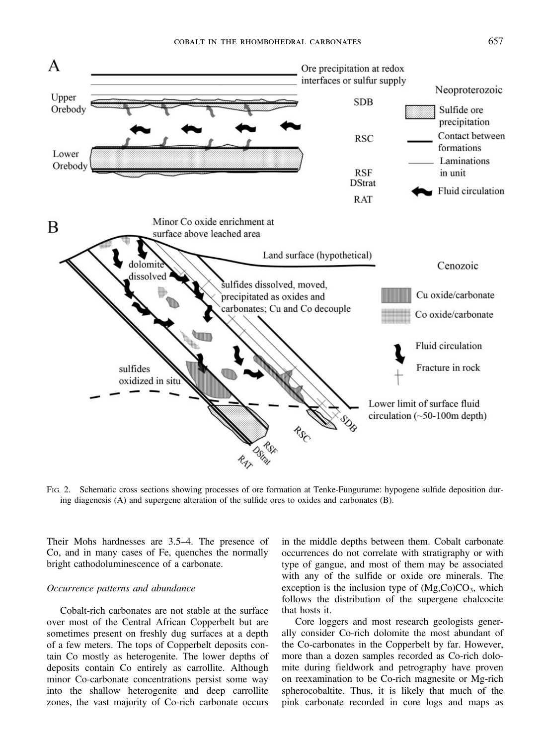FIG. 2. Schematic cross sections showing processes of ore formation at Tenke-Fungurume: hypogene sulfide deposition during diagenesis (A) and supergene alteration of the sulfide ores to oxides and carbonates (B).

Their Mohs hardnesses are 3.5–4. The presence of Co, and in many cases of Fe, quenches the normally bright cathodoluminescence of a carbonate.

*Occurrence patterns and abundance*

Cobalt-rich carbonates are not stable at the surface over most of the Central African Copperbelt but are sometimes present on freshly dug surfaces at a depth of a few meters. The tops of Copperbelt deposits contain Co mostly as heterogenite. The lower depths of deposits contain Co entirely as carrollite. Although minor Co-carbonate concentrations persist some way into the shallow heterogenite and deep carrollite zones, the vast majority of Co-rich carbonate occurs in the middle depths between them. Cobalt carbonate occurrences do not correlate with stratigraphy or with type of gangue, and most of them may be associated with any of the sulfide or oxide ore minerals. The exception is the inclusion type of $(Mg,Co)CO_3$, which follows the distribution of the supergene chalcocite that hosts it.

Core loggers and most research geologists generally consider Co-rich dolomite the most abundant of the Co-carbonates in the Copperbelt by far. However, more than a dozen samples recorded as Co-rich dolomite during fieldwork and petrography have proven on reexamination to be Co-rich magnesite or Mg-rich spherocobaltite. Thus, it is likely that much of the pink carbonate recorded in core logs and maps as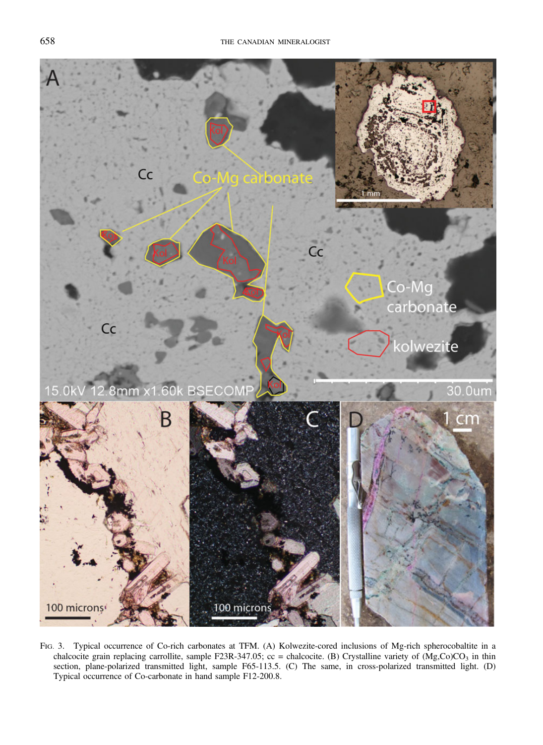FIG. 3. Typical occurrence of Co-rich carbonates at TFM. (A) Kolwezite-cored inclusions of Mg-rich spherocobaltite in a chalcocite grain replacing carrollite, sample F23R-347.05; cc = chalcocite. (B) Crystalline variety of $(Mg,Co)CO_3$ in thin section, plane-polarized transmitted light, sample F65-113.5. (C) The same, in cross-polarized transmitted light. (D) Typical occurrence of Co-carbonate in hand sample F12-200.8.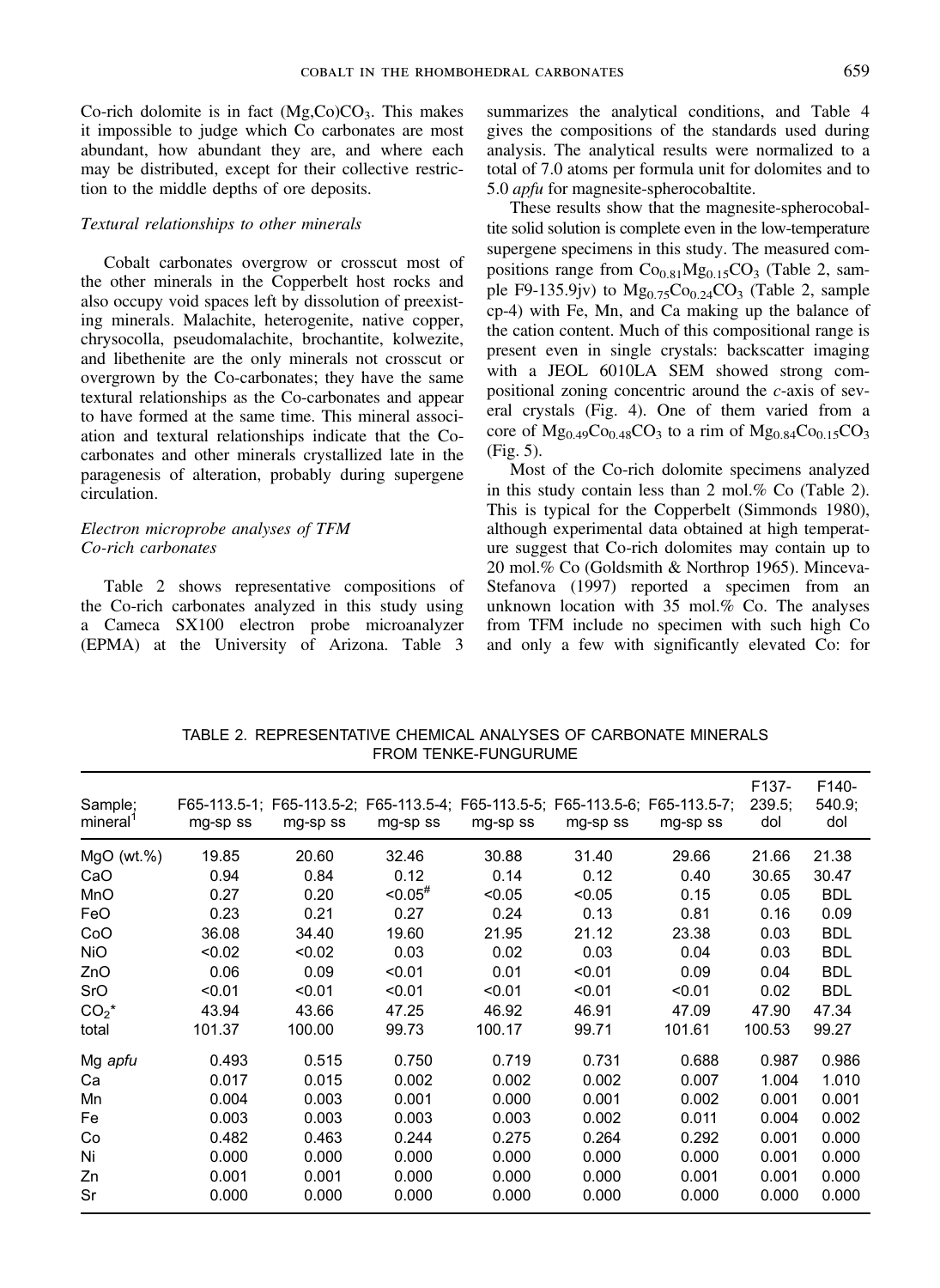Co-rich dolomite is in fact $(Mg,Co)CO_3$. This makes it impossible to judge which Co carbonates are most abundant, how abundant they are, and where each may be distributed, except for their collective restriction to the middle depths of ore deposits.

### *Textural relationships to other minerals*

Cobalt carbonates overgrow or crosscut most of the other minerals in the Copperbelt host rocks and also occupy void spaces left by dissolution of preexisting minerals. Malachite, heterogenite, native copper, chrysocolla, pseudomalachite, brochantite, kolwezite, and libethenite are the only minerals not crosscut or overgrown by the Co-carbonates; they have the same textural relationships as the Co-carbonates and appear to have formed at the same time. This mineral association and textural relationships indicate that the Co-carbonates and other minerals crystallized late in the paragenesis of alteration, probably during supergene circulation.

### *Electron microprobe analyses of TFM Co-rich carbonates*

Table 2 shows representative compositions of the Co-rich carbonates analyzed in this study using a Cameca SX100 electron probe microanalyzer (EPMA) at the University of Arizona. Table 3 summarizes the analytical conditions, and Table 4 gives the compositions of the standards used during analysis. The analytical results were normalized to a total of 7.0 atoms per formula unit for dolomites and to 5.0 *apfu* for magnesite-spherocobaltite.

These results show that the magnesite-spherocobaltite solid solution is complete even in the low-temperature supergene specimens in this study. The measured compositions range from $Co_{0.81}Mg_{0.15}CO_3$ (Table 2, sample F9-135.9jv) to $Mg_{0.75}Co_{0.24}CO_3$ (Table 2, sample cp-4) with Fe, Mn, and Ca making up the balance of the cation content. Much of this compositional range is present even in single crystals: backscatter imaging with a JEOL 6010LA SEM showed strong compositional zoning concentric around the *c*-axis of several crystals (Fig. 4). One of them varied from a core of $Mg_{0.49}Co_{0.48}CO_3$ to a rim of $Mg_{0.84}Co_{0.15}CO_3$ (Fig. 5).

Most of the Co-rich dolomite specimens analyzed in this study contain less than 2 mol.% Co (Table 2). This is typical for the Copperbelt (Simmonds 1980), although experimental data obtained at high temperature suggest that Co-rich dolomites may contain up to 20 mol.% Co (Goldsmith & Northrop 1965). Minceva-Stefanova (1997) reported a specimen from an unknown location with 35 mol.% Co. The analyses from TFM include no specimen with such high Co and only a few with significantly elevated Co: for

TABLE 2. REPRESENTATIVE CHEMICAL ANALYSES OF CARBONATE MINERALS FROM TENKE-FUNGURUME

| Sample; mineral[1] | F65-113.5-1; mg-sp ss | F65-113.5-2; mg-sp ss | F65-113.5-4; mg-sp ss | F65-113.5-5; mg-sp ss | F65-113.5-6; mg-sp ss | F65-113.5-7; mg-sp ss | F137-239.5; dol | F140-540.9; dol |
|---|---|---|---|---|---|---|---|---|
| MgO (wt.%) | 19.85 | 20.60 | 32.46 | 30.88 | 31.40 | 29.66 | 21.66 | 21.38 |
| CaO | 0.94 | 0.84 | 0.12 | 0.14 | 0.12 | 0.40 | 30.65 | 30.47 |
| MnO | 0.27 | 0.20 | <0.05[#] | <0.05 | <0.05 | 0.15 | 0.05 | BDL |
| FeO | 0.23 | 0.21 | 0.27 | 0.24 | 0.13 | 0.81 | 0.16 | 0.09 |
| CoO | 36.08 | 34.40 | 19.60 | 21.95 | 21.12 | 23.38 | 0.03 | BDL |
| NiO | <0.02 | <0.02 | 0.03 | 0.02 | 0.03 | 0.04 | 0.03 | BDL |
| ZnO | 0.06 | 0.09 | <0.01 | 0.01 | <0.01 | 0.09 | 0.04 | BDL |
| SrO | <0.01 | <0.01 | <0.01 | <0.01 | <0.01 | <0.01 | 0.02 | BDL |
| $CO_2$* | 43.94 | 43.66 | 47.25 | 46.92 | 46.91 | 47.09 | 47.90 | 47.34 |
| total | 101.37 | 100.00 | 99.73 | 100.17 | 99.71 | 101.61 | 100.53 | 99.27 |
| Mg *apfu* | 0.493 | 0.515 | 0.750 | 0.719 | 0.731 | 0.688 | 0.987 | 0.986 |
| Ca | 0.017 | 0.015 | 0.002 | 0.002 | 0.002 | 0.007 | 1.004 | 1.010 |
| Mn | 0.004 | 0.003 | 0.001 | 0.000 | 0.001 | 0.002 | 0.001 | 0.001 |
| Fe | 0.003 | 0.003 | 0.003 | 0.003 | 0.002 | 0.011 | 0.004 | 0.002 |
| Co | 0.482 | 0.463 | 0.244 | 0.275 | 0.264 | 0.292 | 0.001 | 0.000 |
| Ni | 0.000 | 0.000 | 0.000 | 0.000 | 0.000 | 0.000 | 0.001 | 0.000 |
| Zn | 0.001 | 0.001 | 0.000 | 0.000 | 0.000 | 0.001 | 0.001 | 0.000 |
| Sr | 0.000 | 0.000 | 0.000 | 0.000 | 0.000 | 0.000 | 0.000 | 0.000 |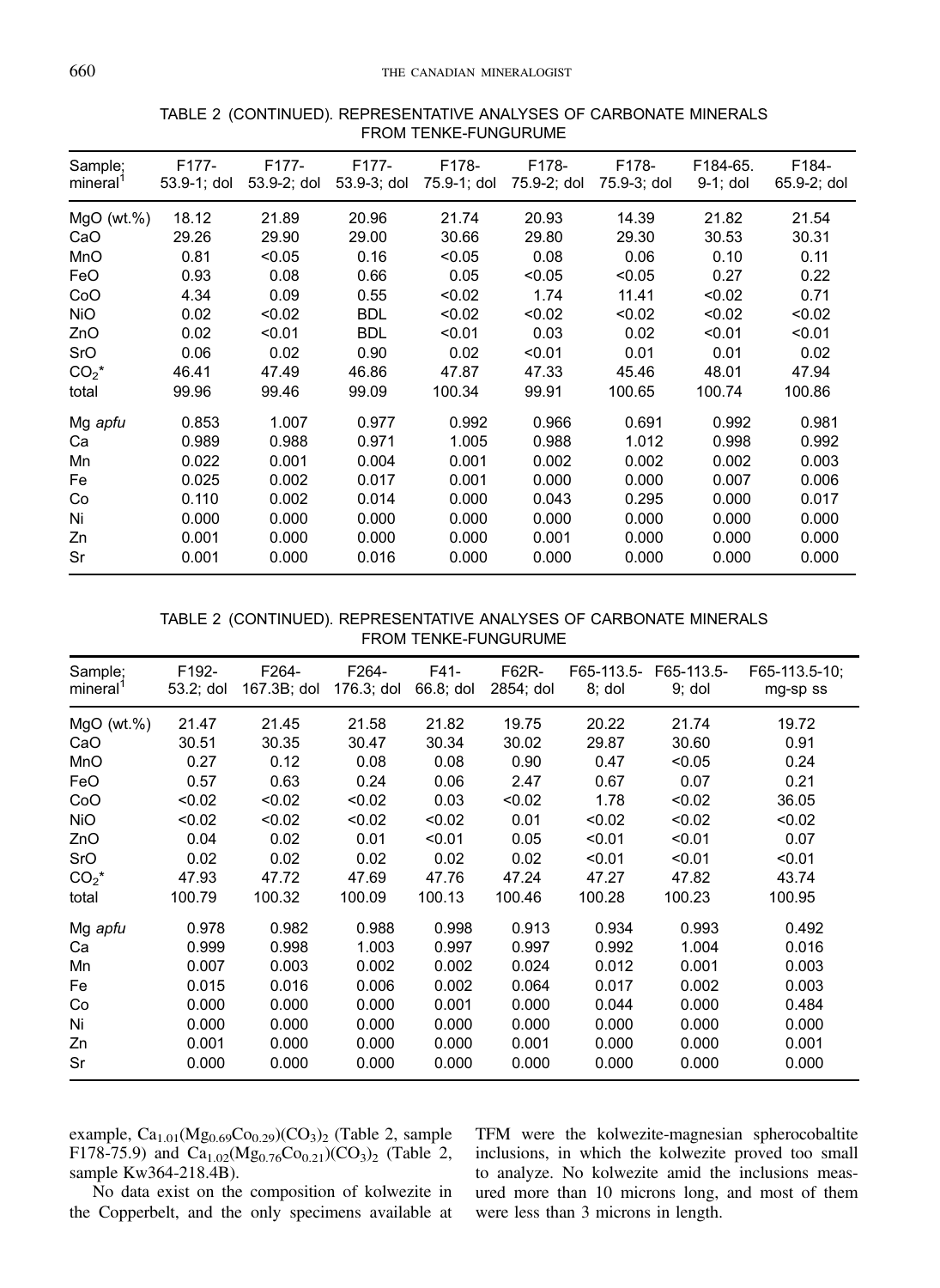TABLE 2 (CONTINUED). REPRESENTATIVE ANALYSES OF CARBONATE MINERALS FROM TENKE-FUNGURUME

| Sample; mineral[1] | F177-53.9-1; dol | F177-53.9-2; dol | F177-53.9-3; dol | F178-75.9-1; dol | F178-75.9-2; dol | F178-75.9-3; dol | F184-65.9-1; dol | F184-65.9-2; dol |
|---|---|---|---|---|---|---|---|---|
| MgO (wt.%) | 18.12 | 21.89 | 20.96 | 21.74 | 20.93 | 14.39 | 21.82 | 21.54 |
| CaO | 29.26 | 29.90 | 29.00 | 30.66 | 29.80 | 29.30 | 30.53 | 30.31 |
| MnO | 0.81 | <0.05 | 0.16 | <0.05 | 0.08 | 0.06 | 0.10 | 0.11 |
| FeO | 0.93 | 0.08 | 0.66 | 0.05 | <0.05 | <0.05 | 0.27 | 0.22 |
| CoO | 4.34 | 0.09 | 0.55 | <0.02 | 1.74 | 11.41 | <0.02 | 0.71 |
| NiO | 0.02 | <0.02 | BDL | <0.02 | <0.02 | <0.02 | <0.02 | <0.02 |
| ZnO | 0.02 | <0.01 | BDL | <0.01 | 0.03 | 0.02 | <0.01 | <0.01 |
| SrO | 0.06 | 0.02 | 0.90 | 0.02 | <0.01 | 0.01 | 0.01 | 0.02 |
| $CO_2$* | 46.41 | 47.49 | 46.86 | 47.87 | 47.33 | 45.46 | 48.01 | 47.94 |
| total | 99.96 | 99.46 | 99.09 | 100.34 | 99.91 | 100.65 | 100.74 | 100.86 |
| Mg *apfu* | 0.853 | 1.007 | 0.977 | 0.992 | 0.966 | 0.691 | 0.992 | 0.981 |
| Ca | 0.989 | 0.988 | 0.971 | 1.005 | 0.988 | 1.012 | 0.998 | 0.992 |
| Mn | 0.022 | 0.001 | 0.004 | 0.001 | 0.002 | 0.002 | 0.002 | 0.003 |
| Fe | 0.025 | 0.002 | 0.017 | 0.001 | 0.000 | 0.000 | 0.007 | 0.006 |
| Co | 0.110 | 0.002 | 0.014 | 0.000 | 0.043 | 0.295 | 0.000 | 0.017 |
| Ni | 0.000 | 0.000 | 0.000 | 0.000 | 0.000 | 0.000 | 0.000 | 0.000 |
| Zn | 0.001 | 0.000 | 0.000 | 0.000 | 0.001 | 0.000 | 0.000 | 0.000 |
| Sr | 0.001 | 0.000 | 0.016 | 0.000 | 0.000 | 0.000 | 0.000 | 0.000 |

TABLE 2 (CONTINUED). REPRESENTATIVE ANALYSES OF CARBONATE MINERALS FROM TENKE-FUNGURUME

| Sample; mineral[1] | F192-53.2; dol | F264-167.3B; dol | F264-176.3; dol | F41-66.8; dol | F62R-2854; dol | F65-113.5-8; dol | F65-113.5-9; dol | F65-113.5-10; mg-sp ss |
|---|---|---|---|---|---|---|---|---|
| MgO (wt.%) | 21.47 | 21.45 | 21.58 | 21.82 | 19.75 | 20.22 | 21.74 | 19.72 |
| CaO | 30.51 | 30.35 | 30.47 | 30.34 | 30.02 | 29.87 | 30.60 | 0.91 |
| MnO | 0.27 | 0.12 | 0.08 | 0.08 | 0.90 | 0.47 | <0.05 | 0.24 |
| FeO | 0.57 | 0.63 | 0.24 | 0.06 | 2.47 | 0.67 | 0.07 | 0.21 |
| CoO | <0.02 | <0.02 | <0.02 | 0.03 | <0.02 | 1.78 | <0.02 | 36.05 |
| NiO | <0.02 | <0.02 | <0.02 | <0.02 | 0.01 | <0.02 | <0.02 | <0.02 |
| ZnO | 0.04 | 0.02 | 0.01 | <0.01 | 0.05 | <0.01 | <0.01 | 0.07 |
| SrO | 0.02 | 0.02 | 0.02 | 0.02 | 0.02 | <0.01 | <0.01 | <0.01 |
| $CO_2$* | 47.93 | 47.72 | 47.69 | 47.76 | 47.24 | 47.27 | 47.82 | 43.74 |
| total | 100.79 | 100.32 | 100.09 | 100.13 | 100.46 | 100.28 | 100.23 | 100.95 |
| Mg *apfu* | 0.978 | 0.982 | 0.988 | 0.998 | 0.913 | 0.934 | 0.993 | 0.492 |
| Ca | 0.999 | 0.998 | 1.003 | 0.997 | 0.997 | 0.992 | 1.004 | 0.016 |
| Mn | 0.007 | 0.003 | 0.002 | 0.002 | 0.024 | 0.012 | 0.001 | 0.003 |
| Fe | 0.015 | 0.016 | 0.006 | 0.002 | 0.064 | 0.017 | 0.002 | 0.003 |
| Co | 0.000 | 0.000 | 0.000 | 0.001 | 0.000 | 0.044 | 0.000 | 0.484 |
| Ni | 0.000 | 0.000 | 0.000 | 0.000 | 0.000 | 0.000 | 0.000 | 0.000 |
| Zn | 0.001 | 0.000 | 0.000 | 0.000 | 0.001 | 0.000 | 0.000 | 0.001 |
| Sr | 0.000 | 0.000 | 0.000 | 0.000 | 0.000 | 0.000 | 0.000 | 0.000 |

example, $Ca_{1.01}(Mg_{0.69}Co_{0.29})(CO_3)_2$ (Table 2, sample F178-75.9) and $Ca_{1.02}(Mg_{0.76}Co_{0.21})(CO_3)_2$ (Table 2, sample Kw364-218.4B).

No data exist on the composition of kolwezite in the Copperbelt, and the only specimens available at TFM were the kolwezite-magnesian spherocobaltite inclusions, in which the kolwezite proved too small to analyze. No kolwezite amid the inclusions measured more than 10 microns long, and most of them were less than 3 microns in length.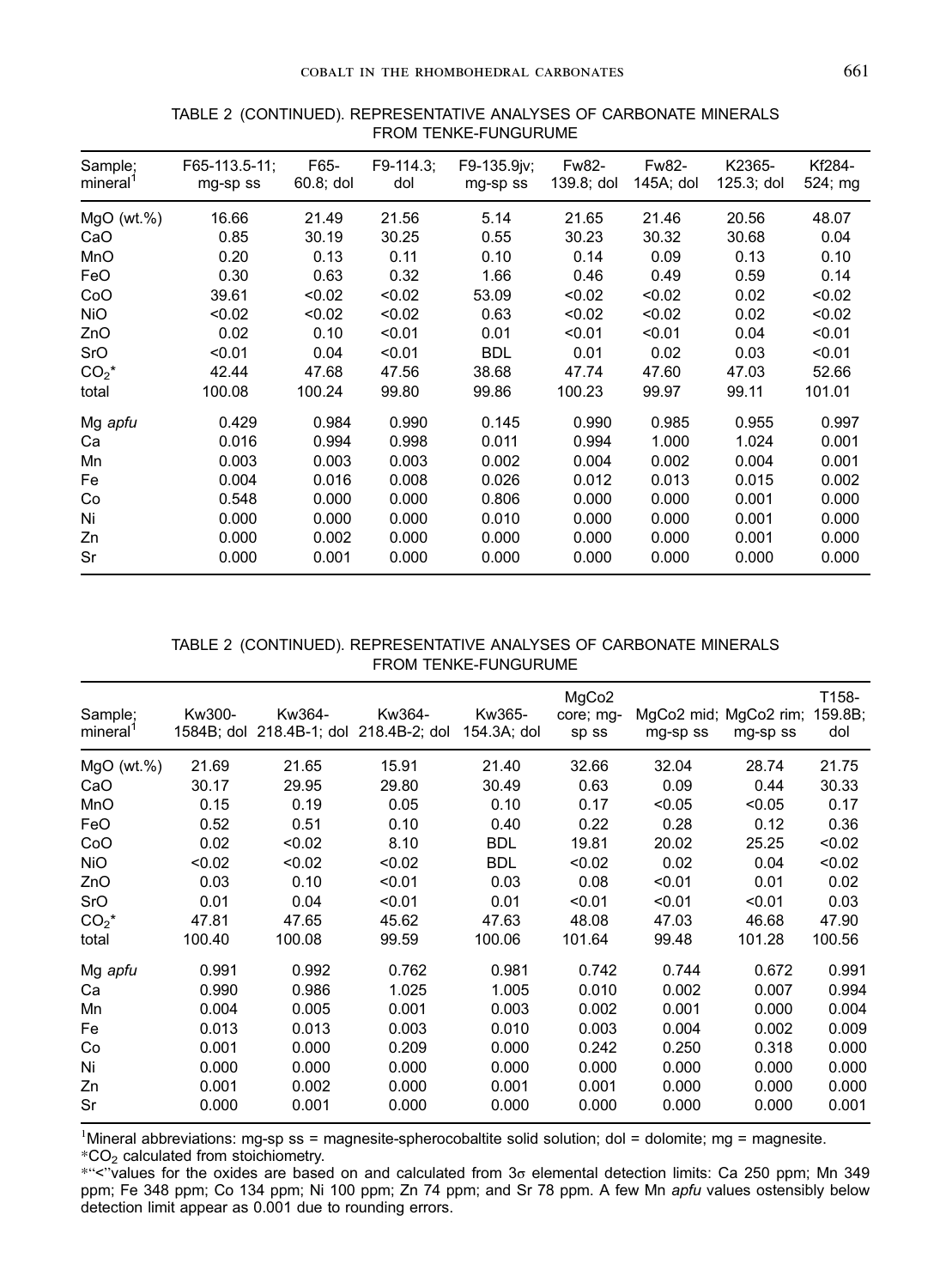TABLE 2 (CONTINUED). REPRESENTATIVE ANALYSES OF CARBONATE MINERALS FROM TENKE-FUNGURUME

| Sample; mineral[1] | F65-113.5-11; mg-sp ss | F65-60.8; dol | F9-114.3; dol | F9-135.9jv; mg-sp ss | Fw82-139.8; dol | Fw82-145A; dol | K2365-125.3; dol | Kf284-524; mg |
|---|---|---|---|---|---|---|---|---|
| MgO (wt.%) | 16.66 | 21.49 | 21.56 | 5.14 | 21.65 | 21.46 | 20.56 | 48.07 |
| CaO | 0.85 | 30.19 | 30.25 | 0.55 | 30.23 | 30.32 | 30.68 | 0.04 |
| MnO | 0.20 | 0.13 | 0.11 | 0.10 | 0.14 | 0.09 | 0.13 | 0.10 |
| FeO | 0.30 | 0.63 | 0.32 | 1.66 | 0.46 | 0.49 | 0.59 | 0.14 |
| CoO | 39.61 | <0.02 | <0.02 | 53.09 | <0.02 | <0.02 | 0.02 | <0.02 |
| NiO | <0.02 | <0.02 | <0.02 | 0.63 | <0.02 | <0.02 | 0.02 | <0.02 |
| ZnO | 0.02 | 0.10 | <0.01 | 0.01 | <0.01 | <0.01 | 0.04 | <0.01 |
| SrO | <0.01 | 0.04 | <0.01 | BDL | 0.01 | 0.02 | 0.03 | <0.01 |
| $CO_2$* | 42.44 | 47.68 | 47.56 | 38.68 | 47.74 | 47.60 | 47.03 | 52.66 |
| total | 100.08 | 100.24 | 99.80 | 99.86 | 100.23 | 99.97 | 99.11 | 101.01 |
| Mg *apfu* | 0.429 | 0.984 | 0.990 | 0.145 | 0.990 | 0.985 | 0.955 | 0.997 |
| Ca | 0.016 | 0.994 | 0.998 | 0.011 | 0.994 | 1.000 | 1.024 | 0.001 |
| Mn | 0.003 | 0.003 | 0.003 | 0.002 | 0.004 | 0.002 | 0.004 | 0.001 |
| Fe | 0.004 | 0.016 | 0.008 | 0.026 | 0.012 | 0.013 | 0.015 | 0.002 |
| Co | 0.548 | 0.000 | 0.000 | 0.806 | 0.000 | 0.000 | 0.001 | 0.000 |
| Ni | 0.000 | 0.000 | 0.000 | 0.010 | 0.000 | 0.000 | 0.001 | 0.000 |
| Zn | 0.000 | 0.002 | 0.000 | 0.000 | 0.000 | 0.000 | 0.001 | 0.000 |
| Sr | 0.000 | 0.001 | 0.000 | 0.000 | 0.000 | 0.000 | 0.000 | 0.000 |

TABLE 2 (CONTINUED). REPRESENTATIVE ANALYSES OF CARBONATE MINERALS FROM TENKE-FUNGURUME

| Sample; mineral[1] | Kw300-1584B; dol | Kw364-218.4B-1; dol | Kw364-218.4B-2; dol | Kw365-154.3A; dol | MgCo2 core; mg-sp ss | MgCo2 mid; mg-sp ss | MgCo2 rim; mg-sp ss | T158-159.8B; dol |
|---|---|---|---|---|---|---|---|---|
| MgO (wt.%) | 21.69 | 21.65 | 15.91 | 21.40 | 32.66 | 32.04 | 28.74 | 21.75 |
| CaO | 30.17 | 29.95 | 29.80 | 30.49 | 0.63 | 0.09 | 0.44 | 30.33 |
| MnO | 0.15 | 0.19 | 0.05 | 0.10 | 0.17 | <0.05 | <0.05 | 0.17 |
| FeO | 0.52 | 0.51 | 0.10 | 0.40 | 0.22 | 0.28 | 0.12 | 0.36 |
| CoO | 0.02 | <0.02 | 8.10 | BDL | 19.81 | 20.02 | 25.25 | <0.02 |
| NiO | <0.02 | <0.02 | <0.02 | BDL | <0.02 | 0.02 | 0.04 | <0.02 |
| ZnO | 0.03 | 0.10 | <0.01 | 0.03 | 0.08 | <0.01 | 0.01 | 0.02 |
| SrO | 0.01 | 0.04 | <0.01 | 0.01 | <0.01 | <0.01 | <0.01 | 0.03 |
| $CO_2$* | 47.81 | 47.65 | 45.62 | 47.63 | 48.08 | 47.03 | 46.68 | 47.90 |
| total | 100.40 | 100.08 | 99.59 | 100.06 | 101.64 | 99.48 | 101.28 | 100.56 |
| Mg *apfu* | 0.991 | 0.992 | 0.762 | 0.981 | 0.742 | 0.744 | 0.672 | 0.991 |
| Ca | 0.990 | 0.986 | 1.025 | 1.005 | 0.010 | 0.002 | 0.007 | 0.994 |
| Mn | 0.004 | 0.005 | 0.001 | 0.003 | 0.002 | 0.001 | 0.000 | 0.004 |
| Fe | 0.013 | 0.013 | 0.003 | 0.010 | 0.003 | 0.004 | 0.002 | 0.009 |
| Co | 0.001 | 0.000 | 0.209 | 0.000 | 0.242 | 0.250 | 0.318 | 0.000 |
| Ni | 0.000 | 0.000 | 0.000 | 0.000 | 0.000 | 0.000 | 0.000 | 0.000 |
| Zn | 0.001 | 0.002 | 0.000 | 0.001 | 0.001 | 0.000 | 0.000 | 0.000 |
| Sr | 0.000 | 0.001 | 0.000 | 0.000 | 0.000 | 0.000 | 0.000 | 0.001 |

[1]Mineral abbreviations: mg-sp ss = magnesite-spherocobaltite solid solution; dol = dolomite; mg = magnesite.
*$CO_2$ calculated from stoichiometry.
*"<"values for the oxides are based on and calculated from 3σ elemental detection limits: Ca 250 ppm; Mn 349 ppm; Fe 348 ppm; Co 134 ppm; Ni 100 ppm; Zn 74 ppm; and Sr 78 ppm. A few Mn *apfu* values ostensibly below detection limit appear as 0.001 due to rounding errors.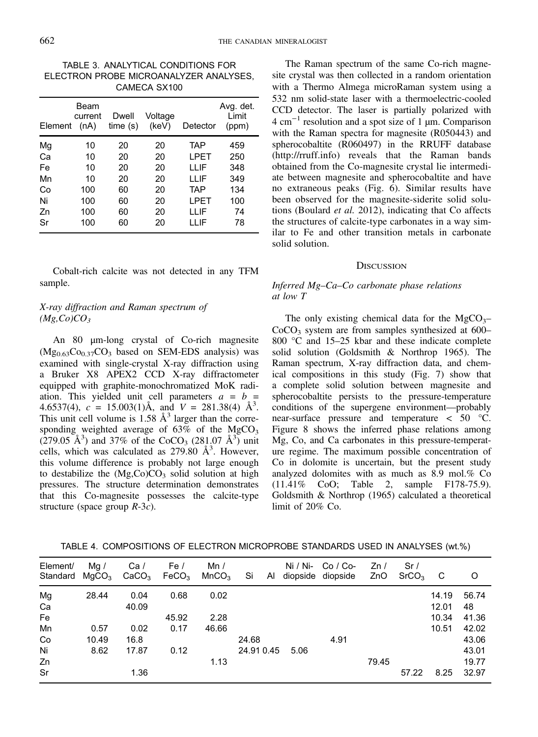TABLE 3. ANALYTICAL CONDITIONS FOR ELECTRON PROBE MICROANALYZER ANALYSES, CAMECA SX100

| Element | Beam current (nA) | Dwell time (s) | Voltage (keV) | Detector | Avg. det. Limit (ppm) |
|---|---|---|---|---|---|
| Mg | 10 | 20 | 20 | TAP | 459 |
| Ca | 10 | 20 | 20 | LPET | 250 |
| Fe | 10 | 20 | 20 | LLIF | 348 |
| Mn | 10 | 20 | 20 | LLIF | 349 |
| Co | 100 | 60 | 20 | TAP | 134 |
| Ni | 100 | 60 | 20 | LPET | 100 |
| Zn | 100 | 60 | 20 | LLIF | 74 |
| Sr | 100 | 60 | 20 | LLIF | 78 |

Cobalt-rich calcite was not detected in any TFM sample.

### *X-ray diffraction and Raman spectrum of $(Mg,Co)CO_3$*

An 80 μm-long crystal of Co-rich magnesite ($Mg_{0.63}Co_{0.37}CO_3$ based on SEM-EDS analysis) was examined with single-crystal X-ray diffraction using a Bruker X8 APEX2 CCD X-ray diffractometer equipped with graphite-monochromatized MoK radiation. This yielded unit cell parameters $a = b = 4.6537(4)$, $c = 15.003(1)$Å, and $V = 281.38(4)$ Å$^3$. This unit cell volume is 1.58 Å$^3$ larger than the corresponding weighted average of 63% of the $MgCO_3$ (279.05 Å$^3$) and 37% of the $CoCO_3$ (281.07 Å$^3$) unit cells, which was calculated as 279.80 Å$^3$. However, this volume difference is probably not large enough to destabilize the $(Mg,Co)CO_3$ solid solution at high pressures. The structure determination demonstrates that this Co-magnesite possesses the calcite-type structure (space group *R*-3*c*).

The Raman spectrum of the same Co-rich magnesite crystal was then collected in a random orientation with a Thermo Almega microRaman system using a 532 nm solid-state laser with a thermoelectric-cooled CCD detector. The laser is partially polarized with 4 cm$^{-1}$ resolution and a spot size of 1 μm. Comparison with the Raman spectra for magnesite (R050443) and spherocobaltite (R060497) in the RRUFF database (http://rruff.info) reveals that the Raman bands obtained from the Co-magnesite crystal lie intermediate between magnesite and spherocobaltite and have no extraneous peaks (Fig. 6). Similar results have been observed for the magnesite-siderite solid solutions (Boulard *et al.* 2012), indicating that Co affects the structures of calcite-type carbonates in a way similar to Fe and other transition metals in carbonate solid solution.

## Discussion

### *Inferred Mg–Ca–Co carbonate phase relations at low T*

The only existing chemical data for the $MgCO_3$–$CoCO_3$ system are from samples synthesized at 600–800 °C and 15–25 kbar and these indicate complete solid solution (Goldsmith & Northrop 1965). The Raman spectrum, X-ray diffraction data, and chemical compositions in this study (Fig. 7) show that a complete solid solution between magnesite and spherocobaltite persists to the pressure-temperature conditions of the supergene environment—probably near-surface pressure and temperature < 50 °C. Figure 8 shows the inferred phase relations among Mg, Co, and Ca carbonates in this pressure-temperature regime. The maximum possible concentration of Co in dolomite is uncertain, but the present study analyzed dolomites with as much as 8.9 mol.% Co (11.41% CoO; Table 2, sample F178-75.9). Goldsmith & Northrop (1965) calculated a theoretical limit of 20% Co.

TABLE 4. COMPOSITIONS OF ELECTRON MICROPROBE STANDARDS USED IN ANALYSES (wt.%)

| Element/ Standard | Mg / $MgCO_3$ | Ca / $CaCO_3$ | Fe / $FeCO_3$ | Mn / $MnCO_3$ | Si | Al | Ni / Ni-diopside | Co / Co-diopside | Zn / ZnO | Sr / $SrCO_3$ | C | O |
|---|---|---|---|---|---|---|---|---|---|---|---|---|
| Mg | 28.44 | 0.04 | 0.68 | 0.02 | | | | | | | 14.19 | 56.74 |
| Ca | | 40.09 | | | | | | | | | 12.01 | 48 |
| Fe | | | 45.92 | 2.28 | | | | | | | 10.34 | 41.36 |
| Mn | 0.57 | 0.02 | 0.17 | 46.66 | | | | | | | 10.51 | 42.02 |
| Co | 10.49 | 16.8 | | | 24.68 | | | 4.91 | | | | 43.06 |
| Ni | 8.62 | 17.87 | 0.12 | | 24.91 | 0.45 | 5.06 | | | | | 43.01 |
| Zn | | | | 1.13 | | | | | 79.45 | | | 19.77 |
| Sr | | 1.36 | | | | | | | | 57.22 | 8.25 | 32.97 |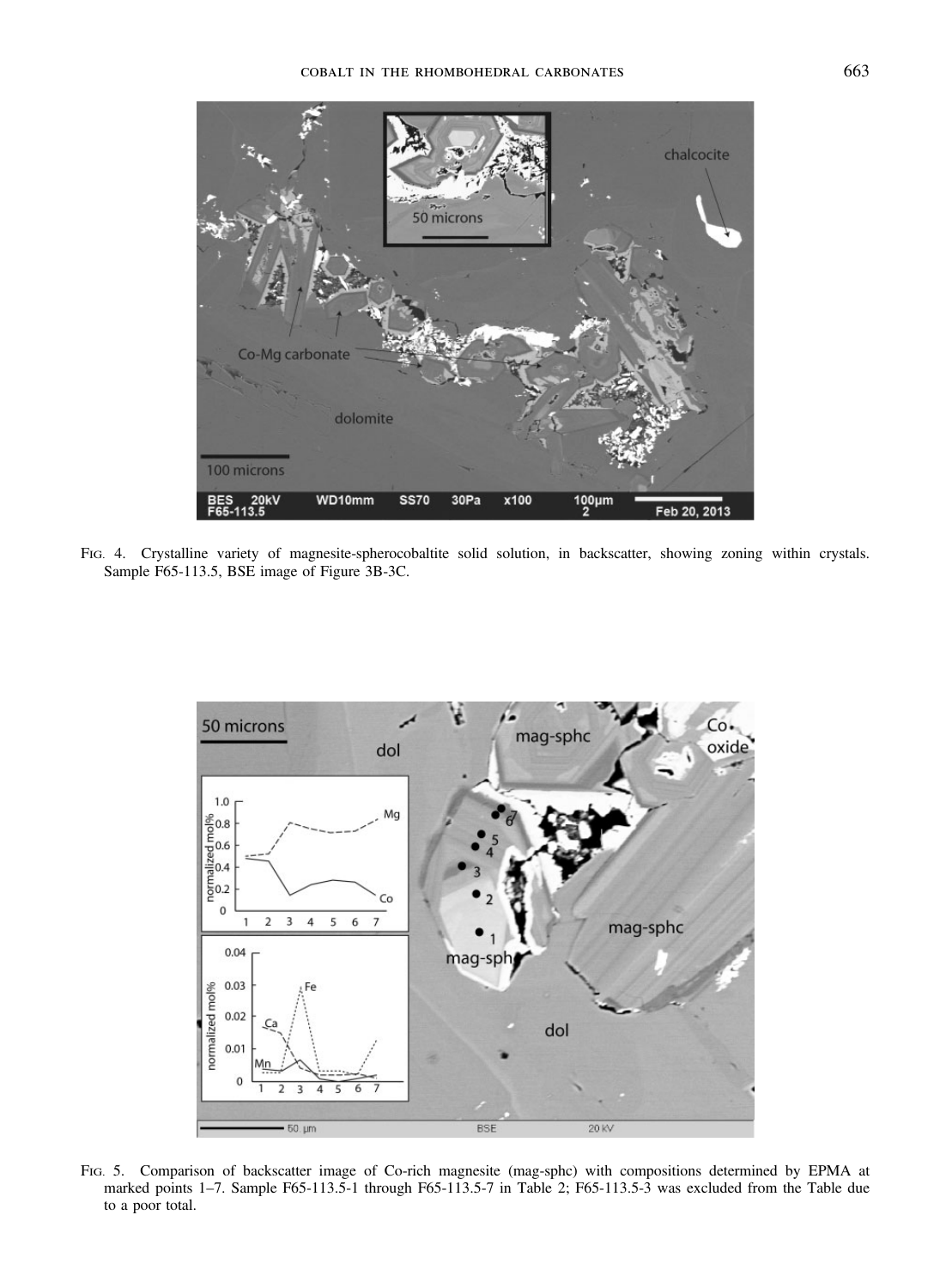Fig. 4. Crystalline variety of magnesite-spherocobaltite solid solution, in backscatter, showing zoning within crystals. Sample F65-113.5, BSE image of Figure 3B-3C.

Fig. 5. Comparison of backscatter image of Co-rich magnesite (mag-sphc) with compositions determined by EPMA at marked points 1–7. Sample F65-113.5-1 through F65-113.5-7 in Table 2; F65-113.5-3 was excluded from the Table due to a poor total.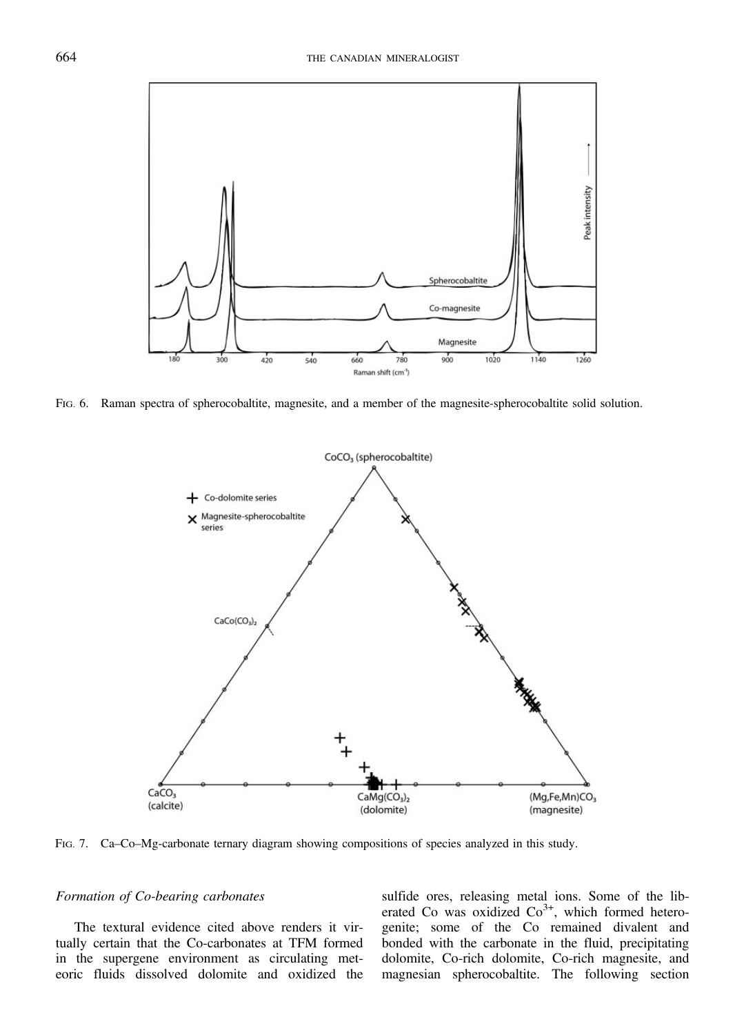FIG. 6. Raman spectra of spherocobaltite, magnesite, and a member of the magnesite-spherocobaltite solid solution.

FIG. 7. Ca–Co–Mg-carbonate ternary diagram showing compositions of species analyzed in this study.

### *Formation of Co-bearing carbonates*

The textural evidence cited above renders it virtually certain that the Co-carbonates at TFM formed in the supergene environment as circulating meteoric fluids dissolved dolomite and oxidized the sulfide ores, releasing metal ions. Some of the liberated Co was oxidized $Co^{3+}$, which formed heterogenite; some of the Co remained divalent and bonded with the carbonate in the fluid, precipitating dolomite, Co-rich dolomite, Co-rich magnesite, and magnesian spherocobaltite. The following section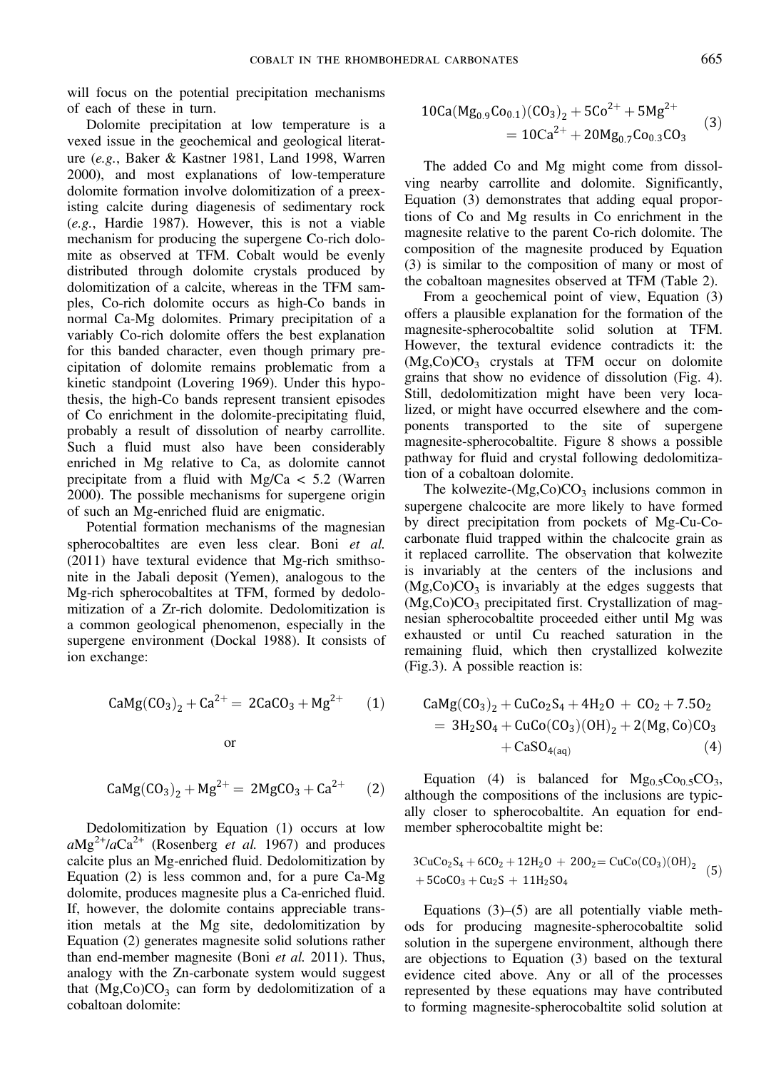will focus on the potential precipitation mechanisms of each of these in turn.

Dolomite precipitation at low temperature is a vexed issue in the geochemical and geological literature (*e.g.*, Baker & Kastner 1981, Land 1998, Warren 2000), and most explanations of low-temperature dolomite formation involve dolomitization of a preexisting calcite during diagenesis of sedimentary rock (*e.g.*, Hardie 1987). However, this is not a viable mechanism for producing the supergene Co-rich dolomite as observed at TFM. Cobalt would be evenly distributed through dolomite crystals produced by dolomitization of a calcite, whereas in the TFM samples, Co-rich dolomite occurs as high-Co bands in normal Ca-Mg dolomites. Primary precipitation of a variably Co-rich dolomite offers the best explanation for this banded character, even though primary precipitation of dolomite remains problematic from a kinetic standpoint (Lovering 1969). Under this hypothesis, the high-Co bands represent transient episodes of Co enrichment in the dolomite-precipitating fluid, probably a result of dissolution of nearby carrollite. Such a fluid must also have been considerably enriched in Mg relative to Ca, as dolomite cannot precipitate from a fluid with Mg/Ca < 5.2 (Warren 2000). The possible mechanisms for supergene origin of such an Mg-enriched fluid are enigmatic.

Potential formation mechanisms of the magnesian spherocobaltites are even less clear. Boni *et al.* (2011) have textural evidence that Mg-rich smithsonite in the Jabali deposit (Yemen), analogous to the Mg-rich spherocobaltites at TFM, formed by dedolomitization of a Zr-rich dolomite. Dedolomitization is a common geological phenomenon, especially in the supergene environment (Dockal 1988). It consists of ion exchange:

$$CaMg(CO_3)_2 + Ca^{2+} = 2CaCO_3 + Mg^{2+} \qquad (1)$$

or

$$CaMg(CO_3)_2 + Mg^{2+} = 2MgCO_3 + Ca^{2+} \qquad (2)$$

Dedolomitization by Equation (1) occurs at low $aMg^{2+}/aCa^{2+}$ (Rosenberg *et al.* 1967) and produces calcite plus an Mg-enriched fluid. Dedolomitization by Equation (2) is less common and, for a pure Ca-Mg dolomite, produces magnesite plus a Ca-enriched fluid. If, however, the dolomite contains appreciable transition metals at the Mg site, dedolomitization by Equation (2) generates magnesite solid solutions rather than end-member magnesite (Boni *et al.* 2011). Thus, analogy with the Zn-carbonate system would suggest that $(Mg,Co)CO_3$ can form by dedolomitization of a cobaltoan dolomite:

$$10Ca(Mg_{0.9}Co_{0.1})(CO_3)_2 + 5Co^{2+} + 5Mg^{2+} = 10Ca^{2+} + 20Mg_{0.7}Co_{0.3}CO_3 \qquad (3)$$

The added Co and Mg might come from dissolving nearby carrollite and dolomite. Significantly, Equation (3) demonstrates that adding equal proportions of Co and Mg results in Co enrichment in the magnesite relative to the parent Co-rich dolomite. The composition of the magnesite produced by Equation (3) is similar to the composition of many or most of the cobaltoan magnesites observed at TFM (Table 2).

From a geochemical point of view, Equation (3) offers a plausible explanation for the formation of the magnesite-spherocobaltite solid solution at TFM. However, the textural evidence contradicts it: the $(Mg,Co)CO_3$ crystals at TFM occur on dolomite grains that show no evidence of dissolution (Fig. 4). Still, dedolomitization might have been very localized, or might have occurred elsewhere and the components transported to the site of supergene magnesite-spherocobaltite. Figure 8 shows a possible pathway for fluid and crystal following dedolomitization of a cobaltoan dolomite.

The kolwezite-$(Mg,Co)CO_3$ inclusions common in supergene chalcocite are more likely to have formed by direct precipitation from pockets of Mg-Cu-Co-carbonate fluid trapped within the chalcocite grain as it replaced carrollite. The observation that kolwezite is invariably at the centers of the inclusions and $(Mg,Co)CO_3$ is invariably at the edges suggests that $(Mg,Co)CO_3$ precipitated first. Crystallization of magnesian spherocobaltite proceeded either until Mg was exhausted or until Cu reached saturation in the remaining fluid, which then crystallized kolwezite (Fig.3). A possible reaction is:

$$CaMg(CO_3)_2 + CuCo_2S_4 + 4H_2O + CO_2 + 7.5O_2 = 3H_2SO_4 + CuCo(CO_3)(OH)_2 + 2(Mg,Co)CO_3 + CaSO_{4(aq)} \qquad (4)$$

Equation (4) is balanced for $Mg_{0.5}Co_{0.5}CO_3$, although the compositions of the inclusions are typically closer to spherocobaltite. An equation for end-member spherocobaltite might be:

$$3CuCo_2S_4 + 6CO_2 + 12H_2O + 20O_2 = CuCo(CO_3)(OH)_2 + 5CoCO_3 + Cu_2S + 11H_2SO_4 \qquad (5)$$

Equations (3)–(5) are all potentially viable methods for producing magnesite-spherocobaltite solid solution in the supergene environment, although there are objections to Equation (3) based on the textural evidence cited above. Any or all of the processes represented by these equations may have contributed to forming magnesite-spherocobaltite solid solution at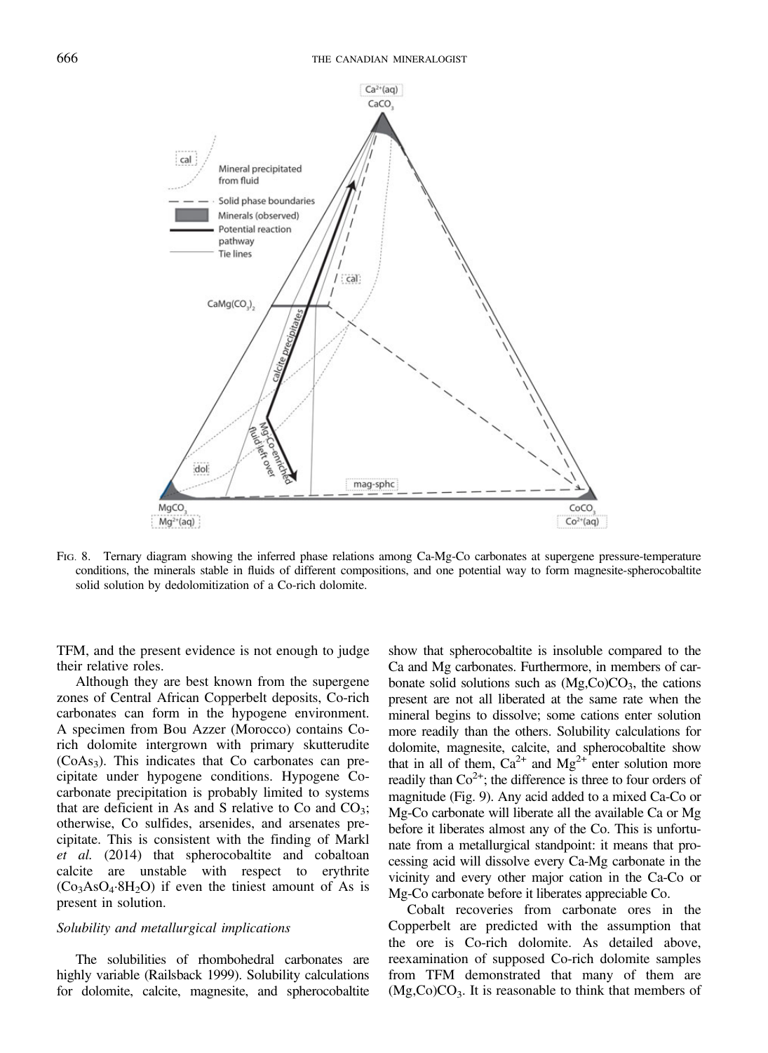FIG. 8. Ternary diagram showing the inferred phase relations among Ca-Mg-Co carbonates at supergene pressure-temperature conditions, the minerals stable in fluids of different compositions, and one potential way to form magnesite-spherocobaltite solid solution by dedolomitization of a Co-rich dolomite.

TFM, and the present evidence is not enough to judge their relative roles.

Although they are best known from the supergene zones of Central African Copperbelt deposits, Co-rich carbonates can form in the hypogene environment. A specimen from Bou Azzer (Morocco) contains Co-rich dolomite intergrown with primary skutterudite ($CoAs_3$). This indicates that Co carbonates can precipitate under hypogene conditions. Hypogene Co-carbonate precipitation is probably limited to systems that are deficient in As and S relative to Co and $CO_3$; otherwise, Co sulfides, arsenides, and arsenates precipitate. This is consistent with the finding of Markl *et al.* (2014) that spherocobaltite and cobaltoan calcite are unstable with respect to erythrite ($Co_3AsO_4 \cdot 8H_2O$) if even the tiniest amount of As is present in solution.

### *Solubility and metallurgical implications*

The solubilities of rhombohedral carbonates are highly variable (Railsback 1999). Solubility calculations for dolomite, calcite, magnesite, and spherocobaltite show that spherocobaltite is insoluble compared to the Ca and Mg carbonates. Furthermore, in members of carbonate solid solutions such as $(Mg,Co)CO_3$, the cations present are not all liberated at the same rate when the mineral begins to dissolve; some cations enter solution more readily than the others. Solubility calculations for dolomite, magnesite, calcite, and spherocobaltite show that in all of them, $Ca^{2+}$ and $Mg^{2+}$ enter solution more readily than $Co^{2+}$; the difference is three to four orders of magnitude (Fig. 9). Any acid added to a mixed Ca-Co or Mg-Co carbonate will liberate all the available Ca or Mg before it liberates almost any of the Co. This is unfortunate from a metallurgical standpoint: it means that processing acid will dissolve every Ca-Mg carbonate in the vicinity and every other major cation in the Ca-Co or Mg-Co carbonate before it liberates appreciable Co.

Cobalt recoveries from carbonate ores in the Copperbelt are predicted with the assumption that the ore is Co-rich dolomite. As detailed above, reexamination of supposed Co-rich dolomite samples from TFM demonstrated that many of them are $(Mg,Co)CO_3$. It is reasonable to think that members of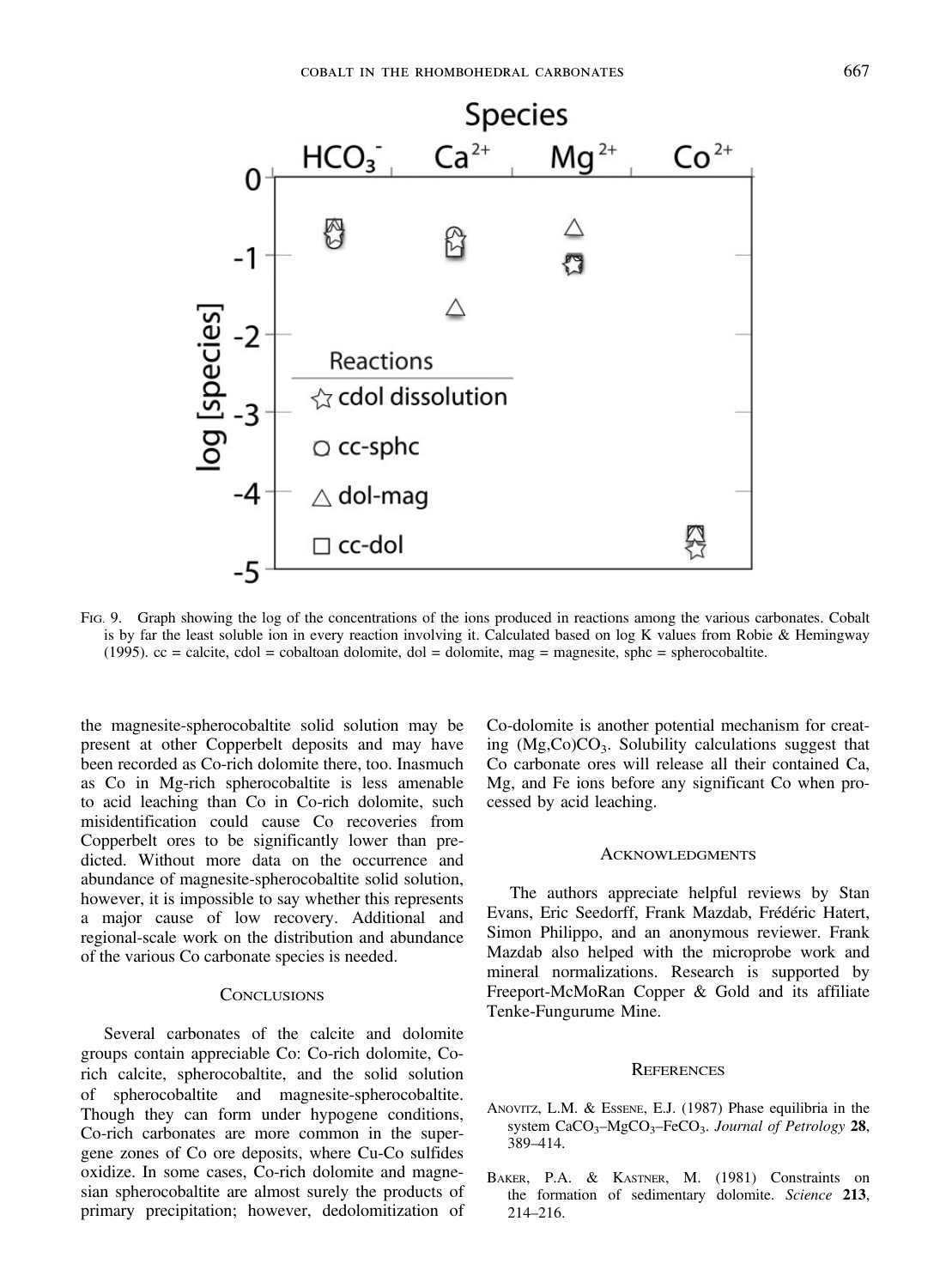FIG. 9. Graph showing the log of the concentrations of the ions produced in reactions among the various carbonates. Cobalt is by far the least soluble ion in every reaction involving it. Calculated based on log K values from Robie & Hemingway (1995). cc = calcite, cdol = cobaltoan dolomite, dol = dolomite, mag = magnesite, sphc = spherocobaltite.

the magnesite-spherocobaltite solid solution may be present at other Copperbelt deposits and may have been recorded as Co-rich dolomite there, too. Inasmuch as Co in Mg-rich spherocobaltite is less amenable to acid leaching than Co in Co-rich dolomite, such misidentification could cause Co recoveries from Copperbelt ores to be significantly lower than predicted. Without more data on the occurrence and abundance of magnesite-spherocobaltite solid solution, however, it is impossible to say whether this represents a major cause of low recovery. Additional and regional-scale work on the distribution and abundance of the various Co carbonate species is needed.

## CONCLUSIONS

Several carbonates of the calcite and dolomite groups contain appreciable Co: Co-rich dolomite, Co-rich calcite, spherocobaltite, and the solid solution of spherocobaltite and magnesite-spherocobaltite. Though they can form under hypogene conditions, Co-rich carbonates are more common in the supergene zones of Co ore deposits, where Cu-Co sulfides oxidize. In some cases, Co-rich dolomite and magnesian spherocobaltite are almost surely the products of primary precipitation; however, dedolomitization of Co-dolomite is another potential mechanism for creating $(Mg,Co)CO_3$. Solubility calculations suggest that Co carbonate ores will release all their contained Ca, Mg, and Fe ions before any significant Co when processed by acid leaching.

## ACKNOWLEDGMENTS

The authors appreciate helpful reviews by Stan Evans, Eric Seedorff, Frank Mazdab, Frédéric Hatert, Simon Philippo, and an anonymous reviewer. Frank Mazdab also helped with the microprobe work and mineral normalizations. Research is supported by Freeport-McMoRan Copper & Gold and its affiliate Tenke-Fungurume Mine.

## REFERENCES

ANOVITZ, L.M. & ESSENE, E.J. (1987) Phase equilibria in the system $CaCO_3$–$MgCO_3$–$FeCO_3$. *Journal of Petrology* **28**, 389–414.

BAKER, P.A. & KASTNER, M. (1981) Constraints on the formation of sedimentary dolomite. *Science* **213**, 214–216.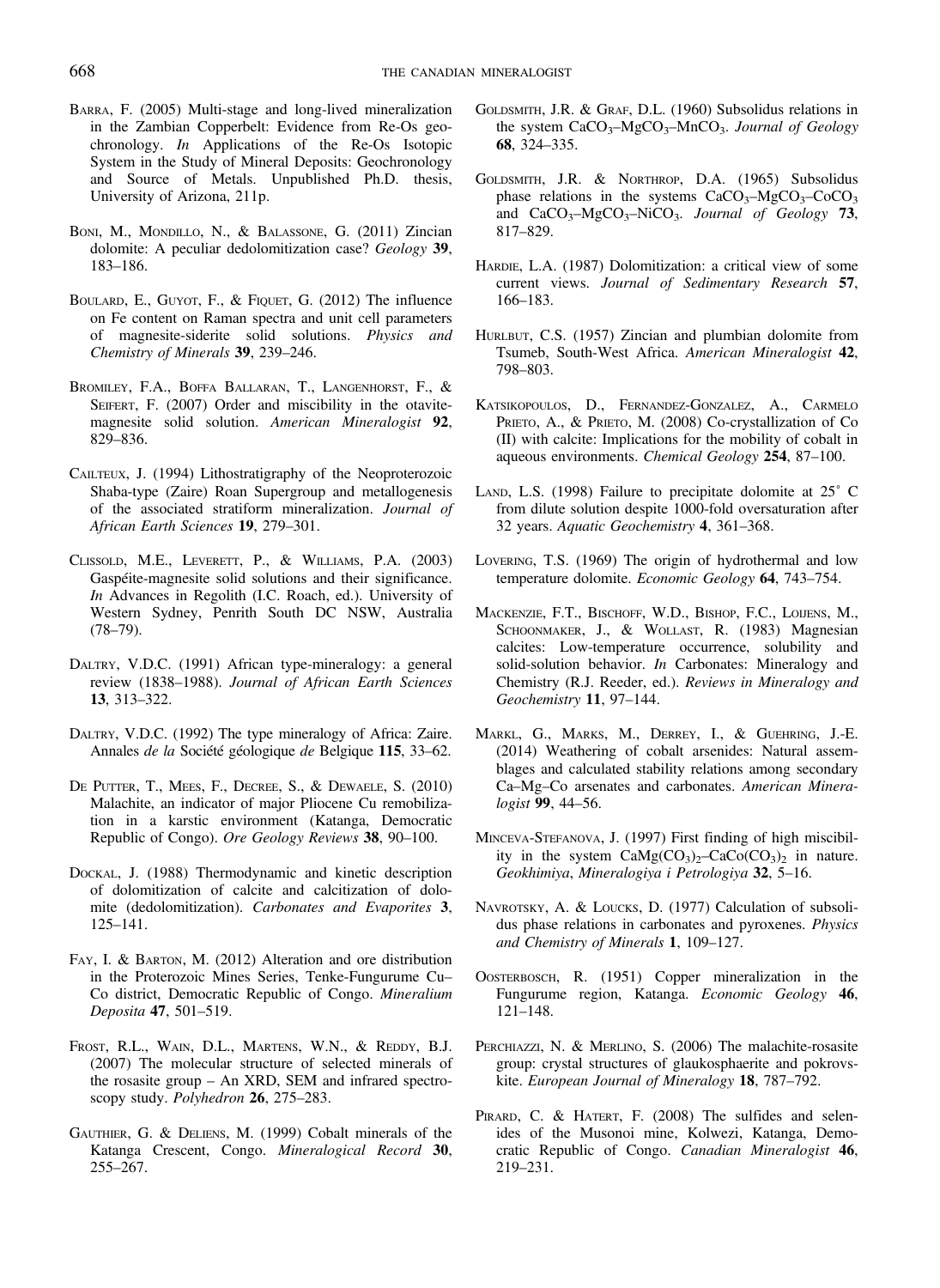BARRA, F. (2005) Multi-stage and long-lived mineralization in the Zambian Copperbelt: Evidence from Re-Os geochronology. *In* Applications of the Re-Os Isotopic System in the Study of Mineral Deposits: Geochronology and Source of Metals. Unpublished Ph.D. thesis, University of Arizona, 211p.

BONI, M., MONDILLO, N., & BALASSONE, G. (2011) Zincian dolomite: A peculiar dedolomitization case? *Geology* **39**, 183–186.

BOULARD, E., GUYOT, F., & FIQUET, G. (2012) The influence on Fe content on Raman spectra and unit cell parameters of magnesite-siderite solid solutions. *Physics and Chemistry of Minerals* **39**, 239–246.

BROMILEY, F.A., BOFFA BALLARAN, T., LANGENHORST, F., & SEIFERT, F. (2007) Order and miscibility in the otavite-magnesite solid solution. *American Mineralogist* **92**, 829–836.

CAILTEUX, J. (1994) Lithostratigraphy of the Neoproterozoic Shaba-type (Zaire) Roan Supergroup and metallogenesis of the associated stratiform mineralization. *Journal of African Earth Sciences* **19**, 279–301.

CLISSOLD, M.E., LEVERETT, P., & WILLIAMS, P.A. (2003) Gaspéite-magnesite solid solutions and their significance. *In* Advances in Regolith (I.C. Roach, ed.). University of Western Sydney, Penrith South DC NSW, Australia (78–79).

DALTRY, V.D.C. (1991) African type-mineralogy: a general review (1838–1988). *Journal of African Earth Sciences* **13**, 313–322.

DALTRY, V.D.C. (1992) The type mineralogy of Africa: Zaire. Annales *de la* Société géologique *de* Belgique **115**, 33–62.

DE PUTTER, T., MEES, F., DECREE, S., & DEWAELE, S. (2010) Malachite, an indicator of major Pliocene Cu remobilization in a karstic environment (Katanga, Democratic Republic of Congo). *Ore Geology Reviews* **38**, 90–100.

DOCKAL, J. (1988) Thermodynamic and kinetic description of dolomitization of calcite and calcitization of dolomite (dedolomitization). *Carbonates and Evaporites* **3**, 125–141.

FAY, I. & BARTON, M. (2012) Alteration and ore distribution in the Proterozoic Mines Series, Tenke-Fungurume Cu–Co district, Democratic Republic of Congo. *Mineralium Deposita* **47**, 501–519.

FROST, R.L., WAIN, D.L., MARTENS, W.N., & REDDY, B.J. (2007) The molecular structure of selected minerals of the rosasite group – An XRD, SEM and infrared spectroscopy study. *Polyhedron* **26**, 275–283.

GAUTHIER, G. & DELIENS, M. (1999) Cobalt minerals of the Katanga Crescent, Congo. *Mineralogical Record* **30**, 255–267.

GOLDSMITH, J.R. & GRAF, D.L. (1960) Subsolidus relations in the system $CaCO_3$–$MgCO_3$–$MnCO_3$. *Journal of Geology* **68**, 324–335.

GOLDSMITH, J.R. & NORTHROP, D.A. (1965) Subsolidus phase relations in the systems $CaCO_3$–$MgCO_3$–$CoCO_3$ and $CaCO_3$–$MgCO_3$–$NiCO_3$. *Journal of Geology* **73**, 817–829.

HARDIE, L.A. (1987) Dolomitization: a critical view of some current views. *Journal of Sedimentary Research* **57**, 166–183.

HURLBUT, C.S. (1957) Zincian and plumbian dolomite from Tsumeb, South-West Africa. *American Mineralogist* **42**, 798–803.

KATSIKOPOULOS, D., FERNANDEZ-GONZALEZ, A., CARMELO PRIETO, A., & PRIETO, M. (2008) Co-crystallization of Co (II) with calcite: Implications for the mobility of cobalt in aqueous environments. *Chemical Geology* **254**, 87–100.

LAND, L.S. (1998) Failure to precipitate dolomite at 25° C from dilute solution despite 1000-fold oversaturation after 32 years. *Aquatic Geochemistry* **4**, 361–368.

LOVERING, T.S. (1969) The origin of hydrothermal and low temperature dolomite. *Economic Geology* **64**, 743–754.

MACKENZIE, F.T., BISCHOFF, W.D., BISHOP, F.C., LOIJENS, M., SCHOONMAKER, J., & WOLLAST, R. (1983) Magnesian calcites: Low-temperature occurrence, solubility and solid-solution behavior. *In* Carbonates: Mineralogy and Chemistry (R.J. Reeder, ed.). *Reviews in Mineralogy and Geochemistry* **11**, 97–144.

MARKL, G., MARKS, M., DERREY, I., & GUEHRING, J.-E. (2014) Weathering of cobalt arsenides: Natural assemblages and calculated stability relations among secondary Ca–Mg–Co arsenates and carbonates. *American Mineralogist* **99**, 44–56.

MINCEVA-STEFANOVA, J. (1997) First finding of high miscibility in the system $CaMg(CO_3)_2$–$CaCo(CO_3)_2$ in nature. *Geokhimiya, Mineralogiya i Petrologiya* **32**, 5–16.

NAVROTSKY, A. & LOUCKS, D. (1977) Calculation of subsolidus phase relations in carbonates and pyroxenes. *Physics and Chemistry of Minerals* **1**, 109–127.

OOSTERBOSCH, R. (1951) Copper mineralization in the Fungurume region, Katanga. *Economic Geology* **46**, 121–148.

PERCHIAZZI, N. & MERLINO, S. (2006) The malachite-rosasite group: crystal structures of glaukosphaerite and pokrovskite. *European Journal of Mineralogy* **18**, 787–792.

PIRARD, C. & HATERT, F. (2008) The sulfides and selenides of the Musonoi mine, Kolwezi, Katanga, Democratic Republic of Congo. *Canadian Mineralogist* **46**, 219–231.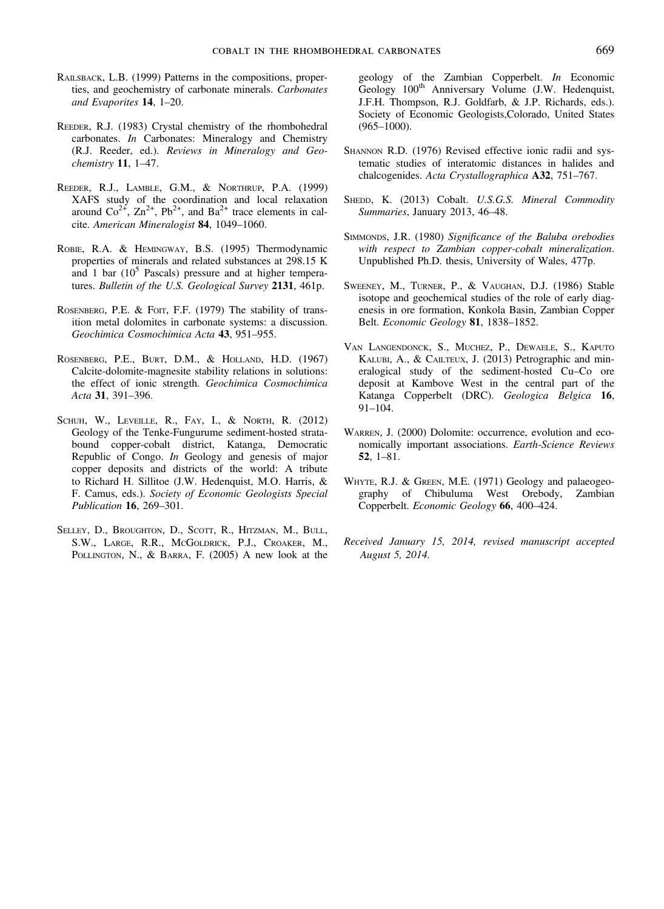RAILSBACK, L.B. (1999) Patterns in the compositions, properties, and geochemistry of carbonate minerals. *Carbonates and Evaporites* **14**, 1–20.

REEDER, R.J. (1983) Crystal chemistry of the rhombohedral carbonates. *In* Carbonates: Mineralogy and Chemistry (R.J. Reeder, ed.). *Reviews in Mineralogy and Geochemistry* **11**, 1–47.

REEDER, R.J., LAMBLE, G.M., & NORTHRUP, P.A. (1999) XAFS study of the coordination and local relaxation around $Co^{2+}$, $Zn^{2+}$, $Pb^{2+}$, and $Ba^{2+}$ trace elements in calcite. *American Mineralogist* **84**, 1049–1060.

ROBIE, R.A. & HEMINGWAY, B.S. (1995) Thermodynamic properties of minerals and related substances at 298.15 K and 1 bar ($10^5$ Pascals) pressure and at higher temperatures. *Bulletin of the U.S. Geological Survey* **2131**, 461p.

ROSENBERG, P.E. & FOIT, F.F. (1979) The stability of transition metal dolomites in carbonate systems: a discussion. *Geochimica Cosmochimica Acta* **43**, 951–955.

ROSENBERG, P.E., BURT, D.M., & HOLLAND, H.D. (1967) Calcite-dolomite-magnesite stability relations in solutions: the effect of ionic strength. *Geochimica Cosmochimica Acta* **31**, 391–396.

SCHUH, W., LEVEILLE, R., FAY, I., & NORTH, R. (2012) Geology of the Tenke-Fungurume sediment-hosted strata-bound copper-cobalt district, Katanga, Democratic Republic of Congo. *In* Geology and genesis of major copper deposits and districts of the world: A tribute to Richard H. Sillitoe (J.W. Hedenquist, M.O. Harris, & F. Camus, eds.). *Society of Economic Geologists Special Publication* **16**, 269–301.

SELLEY, D., BROUGHTON, D., SCOTT, R., HITZMAN, M., BULL, S.W., LARGE, R.R., MCGOLDRICK, P.J., CROAKER, M., POLLINGTON, N., & BARRA, F. (2005) A new look at the geology of the Zambian Copperbelt. *In* Economic Geology 100th Anniversary Volume (J.W. Hedenquist, J.F.H. Thompson, R.J. Goldfarb, & J.P. Richards, eds.). Society of Economic Geologists,Colorado, United States (965–1000).

SHANNON R.D. (1976) Revised effective ionic radii and systematic studies of interatomic distances in halides and chalcogenides. *Acta Crystallographica* **A32**, 751–767.

SHEDD, K. (2013) Cobalt. *U.S.G.S. Mineral Commodity Summaries*, January 2013, 46–48.

SIMMONDS, J.R. (1980) *Significance of the Baluba orebodies with respect to Zambian copper-cobalt mineralization*. Unpublished Ph.D. thesis, University of Wales, 477p.

SWEENEY, M., TURNER, P., & VAUGHAN, D.J. (1986) Stable isotope and geochemical studies of the role of early diagenesis in ore formation, Konkola Basin, Zambian Copper Belt. *Economic Geology* **81**, 1838–1852.

VAN LANGENDONCK, S., MUCHEZ, P., DEWAELE, S., KAPUTO KALUBI, A., & CAILTEUX, J. (2013) Petrographic and mineralogical study of the sediment-hosted Cu–Co ore deposit at Kambove West in the central part of the Katanga Copperbelt (DRC). *Geologica Belgica* **16**, 91–104.

WARREN, J. (2000) Dolomite: occurrence, evolution and economically important associations. *Earth-Science Reviews* **52**, 1–81.

WHYTE, R.J. & GREEN, M.E. (1971) Geology and palaeogeography of Chibuluma West Orebody, Zambian Copperbelt. *Economic Geology* **66**, 400–424.

*Received January 15, 2014, revised manuscript accepted August 5, 2014.*